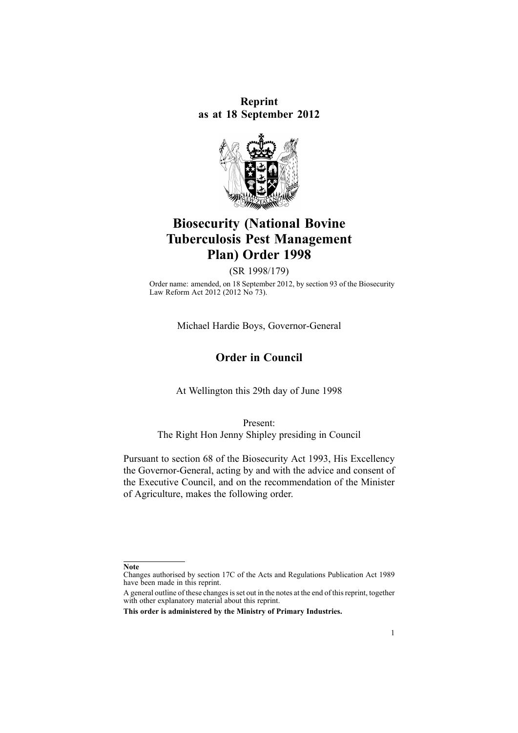**Reprint as at 18 September 2012**

# Biosecurity (National Bovine Tuberculosis Pest Management Plan) Order 1998

(SR 1998/179)

Order name: amended, on 18 September 2012, by section 93 of the Biosecurity Law Reform Act 2012 (2012 No 73).

Michael Hardie Boys, Governor-General

## Order in Council

At Wellington this 29th day of June 1998

Present:
The Right Hon Jenny Shipley presiding in Council

Pursuant to section 68 of the Biosecurity Act 1993, His Excellency the Governor-General, acting by and with the advice and consent of the Executive Council, and on the recommendation of the Minister of Agriculture, makes the following order.

---

**Note**

Changes authorised by section 17C of the Acts and Regulations Publication Act 1989 have been made in this reprint.

A general outline of these changes is set out in the notes at the end of this reprint, together with other explanatory material about this reprint.

**This order is administered by the Ministry of Primary Industries.**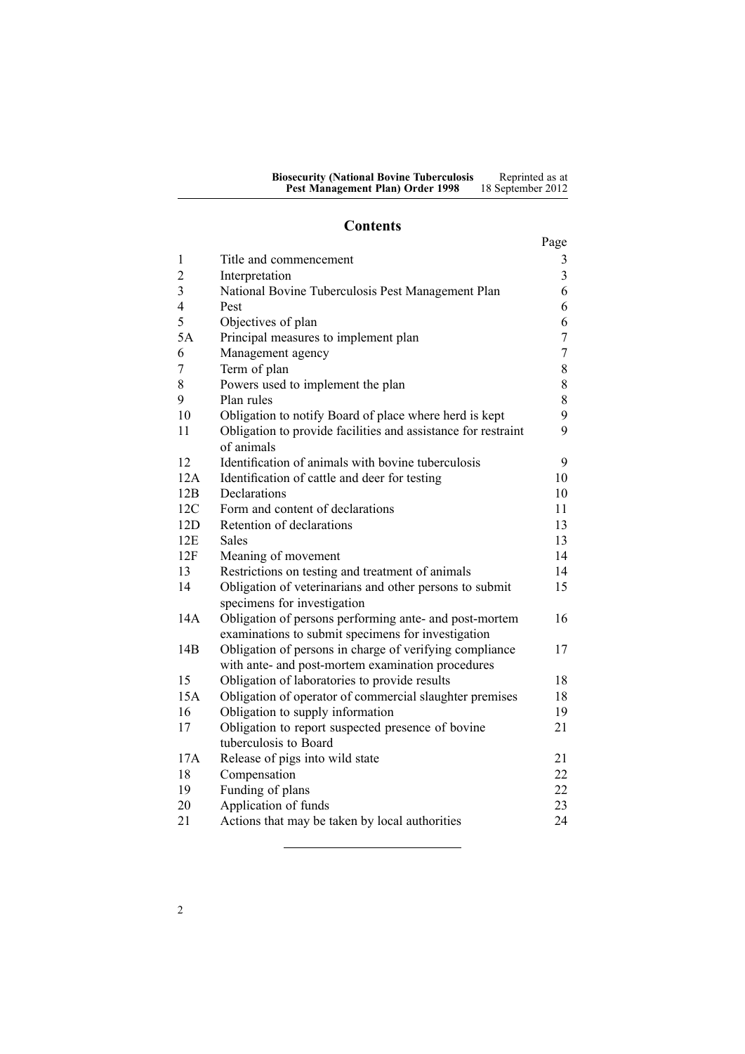## Contents

| | | Page |
|---|---|---|
| 1 | Title and commencement | 3 |
| 2 | Interpretation | 3 |
| 3 | National Bovine Tuberculosis Pest Management Plan | 6 |
| 4 | Pest | 6 |
| 5 | Objectives of plan | 6 |
| 5A | Principal measures to implement plan | 7 |
| 6 | Management agency | 7 |
| 7 | Term of plan | 8 |
| 8 | Powers used to implement the plan | 8 |
| 9 | Plan rules | 8 |
| 10 | Obligation to notify Board of place where herd is kept | 9 |
| 11 | Obligation to provide facilities and assistance for restraint of animals | 9 |
| 12 | Identification of animals with bovine tuberculosis | 9 |
| 12A | Identification of cattle and deer for testing | 10 |
| 12B | Declarations | 10 |
| 12C | Form and content of declarations | 11 |
| 12D | Retention of declarations | 13 |
| 12E | Sales | 13 |
| 12F | Meaning of movement | 14 |
| 13 | Restrictions on testing and treatment of animals | 14 |
| 14 | Obligation of veterinarians and other persons to submit specimens for investigation | 15 |
| 14A | Obligation of persons performing ante- and post-mortem examinations to submit specimens for investigation | 16 |
| 14B | Obligation of persons in charge of verifying compliance with ante- and post-mortem examination procedures | 17 |
| 15 | Obligation of laboratories to provide results | 18 |
| 15A | Obligation of operator of commercial slaughter premises | 18 |
| 16 | Obligation to supply information | 19 |
| 17 | Obligation to report suspected presence of bovine tuberculosis to Board | 21 |
| 17A | Release of pigs into wild state | 21 |
| 18 | Compensation | 22 |
| 19 | Funding of plans | 22 |
| 20 | Application of funds | 23 |
| 21 | Actions that may be taken by local authorities | 24 |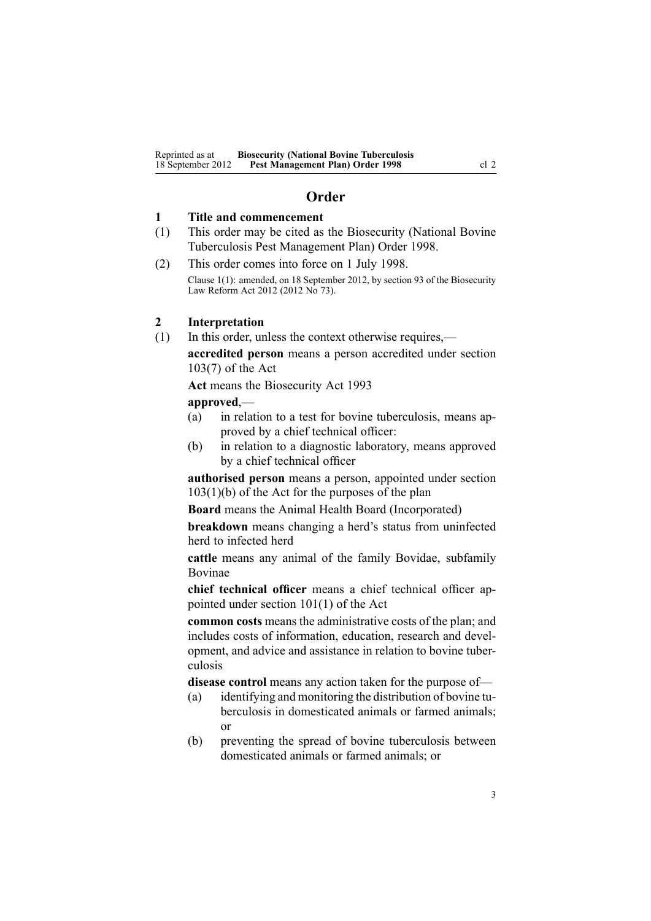# Order

## 1 Title and commencement

(1) This order may be cited as the Biosecurity (National Bovine Tuberculosis Pest Management Plan) Order 1998.

(2) This order comes into force on 1 July 1998.

Clause 1(1): amended, on 18 September 2012, by section 93 of the Biosecurity Law Reform Act 2012 (2012 No 73).

## 2 Interpretation

(1) In this order, unless the context otherwise requires,—

**accredited person** means a person accredited under section 103(7) of the Act

**Act** means the Biosecurity Act 1993

**approved**,—

(a) in relation to a test for bovine tuberculosis, means approved by a chief technical officer:

(b) in relation to a diagnostic laboratory, means approved by a chief technical officer

**authorised person** means a person, appointed under section 103(1)(b) of the Act for the purposes of the plan

**Board** means the Animal Health Board (Incorporated)

**breakdown** means changing a herd's status from uninfected herd to infected herd

**cattle** means any animal of the family Bovidae, subfamily Bovinae

**chief technical officer** means a chief technical officer appointed under section 101(1) of the Act

**common costs** means the administrative costs of the plan; and includes costs of information, education, research and development, and advice and assistance in relation to bovine tuberculosis

**disease control** means any action taken for the purpose of—

(a) identifying and monitoring the distribution of bovine tuberculosis in domesticated animals or farmed animals; or

(b) preventing the spread of bovine tuberculosis between domesticated animals or farmed animals; or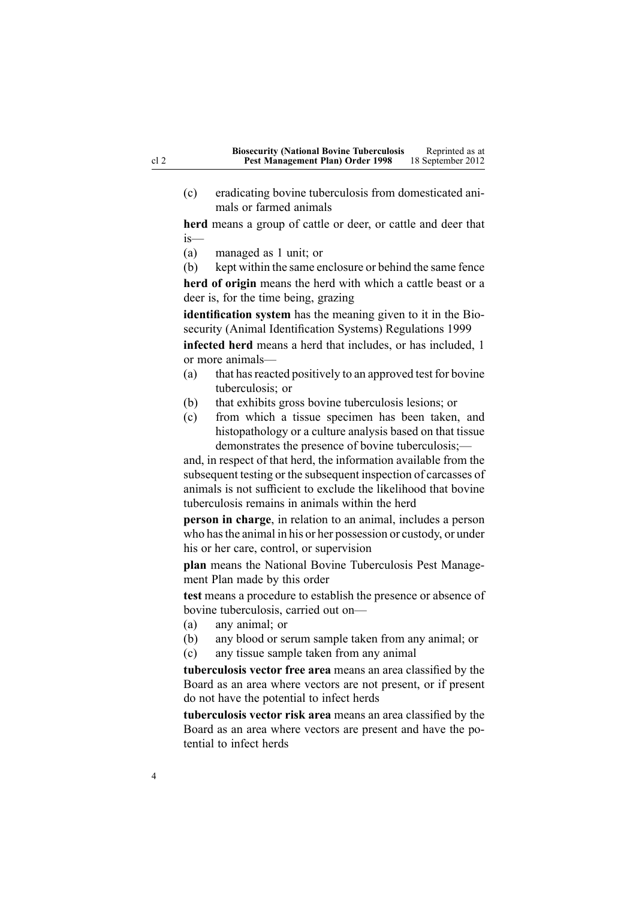(c) eradicating bovine tuberculosis from domesticated animals or farmed animals

**herd** means a group of cattle or deer, or cattle and deer that is—

(a) managed as 1 unit; or

(b) kept within the same enclosure or behind the same fence

**herd of origin** means the herd with which a cattle beast or a deer is, for the time being, grazing

**identification system** has the meaning given to it in the Biosecurity (Animal Identification Systems) Regulations 1999

**infected herd** means a herd that includes, or has included, 1 or more animals—

(a) that has reacted positively to an approved test for bovine tuberculosis; or

(b) that exhibits gross bovine tuberculosis lesions; or

(c) from which a tissue specimen has been taken, and histopathology or a culture analysis based on that tissue demonstrates the presence of bovine tuberculosis;—

and, in respect of that herd, the information available from the subsequent testing or the subsequent inspection of carcasses of animals is not sufficient to exclude the likelihood that bovine tuberculosis remains in animals within the herd

**person in charge**, in relation to an animal, includes a person who has the animal in his or her possession or custody, or under his or her care, control, or supervision

**plan** means the National Bovine Tuberculosis Pest Management Plan made by this order

**test** means a procedure to establish the presence or absence of bovine tuberculosis, carried out on—

(a) any animal; or

(b) any blood or serum sample taken from any animal; or

(c) any tissue sample taken from any animal

**tuberculosis vector free area** means an area classified by the Board as an area where vectors are not present, or if present do not have the potential to infect herds

**tuberculosis vector risk area** means an area classified by the Board as an area where vectors are present and have the potential to infect herds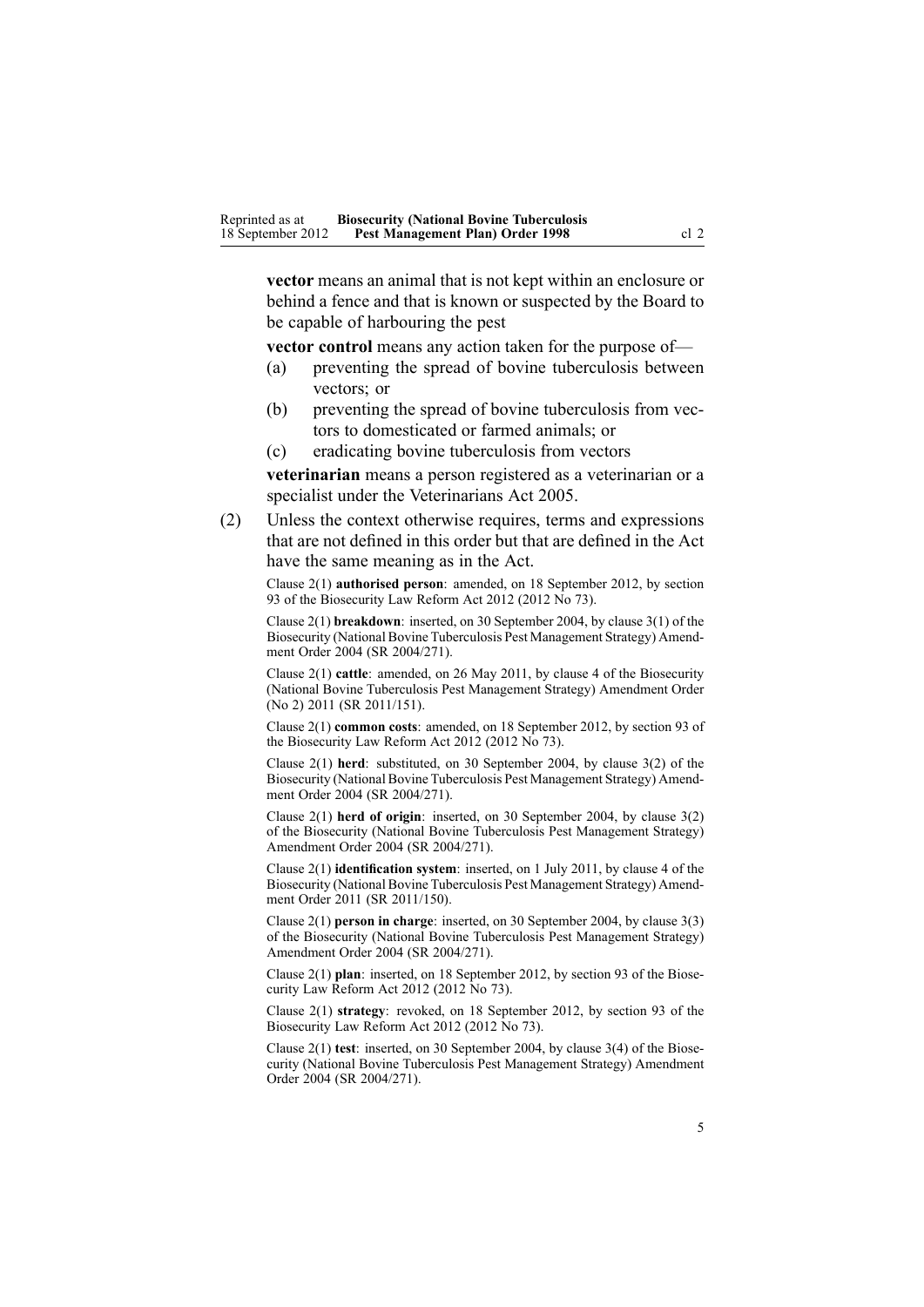**vector** means an animal that is not kept within an enclosure or behind a fence and that is known or suspected by the Board to be capable of harbouring the pest

**vector control** means any action taken for the purpose of—

(a) preventing the spread of bovine tuberculosis between vectors; or

(b) preventing the spread of bovine tuberculosis from vectors to domesticated or farmed animals; or

(c) eradicating bovine tuberculosis from vectors

**veterinarian** means a person registered as a veterinarian or a specialist under the Veterinarians Act 2005.

(2) Unless the context otherwise requires, terms and expressions that are not defined in this order but that are defined in the Act have the same meaning as in the Act.

Clause 2(1) **authorised person**: amended, on 18 September 2012, by section 93 of the Biosecurity Law Reform Act 2012 (2012 No 73).

Clause 2(1) **breakdown**: inserted, on 30 September 2004, by clause 3(1) of the Biosecurity (National Bovine Tuberculosis Pest Management Strategy) Amendment Order 2004 (SR 2004/271).

Clause 2(1) **cattle**: amended, on 26 May 2011, by clause 4 of the Biosecurity (National Bovine Tuberculosis Pest Management Strategy) Amendment Order (No 2) 2011 (SR 2011/151).

Clause 2(1) **common costs**: amended, on 18 September 2012, by section 93 of the Biosecurity Law Reform Act 2012 (2012 No 73).

Clause 2(1) **herd**: substituted, on 30 September 2004, by clause 3(2) of the Biosecurity (National Bovine Tuberculosis Pest Management Strategy) Amendment Order 2004 (SR 2004/271).

Clause 2(1) **herd of origin**: inserted, on 30 September 2004, by clause 3(2) of the Biosecurity (National Bovine Tuberculosis Pest Management Strategy) Amendment Order 2004 (SR 2004/271).

Clause 2(1) **identification system**: inserted, on 1 July 2011, by clause 4 of the Biosecurity (National Bovine Tuberculosis Pest Management Strategy) Amendment Order 2011 (SR 2011/150).

Clause 2(1) **person in charge**: inserted, on 30 September 2004, by clause 3(3) of the Biosecurity (National Bovine Tuberculosis Pest Management Strategy) Amendment Order 2004 (SR 2004/271).

Clause 2(1) **plan**: inserted, on 18 September 2012, by section 93 of the Biosecurity Law Reform Act 2012 (2012 No 73).

Clause 2(1) **strategy**: revoked, on 18 September 2012, by section 93 of the Biosecurity Law Reform Act 2012 (2012 No 73).

Clause 2(1) **test**: inserted, on 30 September 2004, by clause 3(4) of the Biosecurity (National Bovine Tuberculosis Pest Management Strategy) Amendment Order 2004 (SR 2004/271).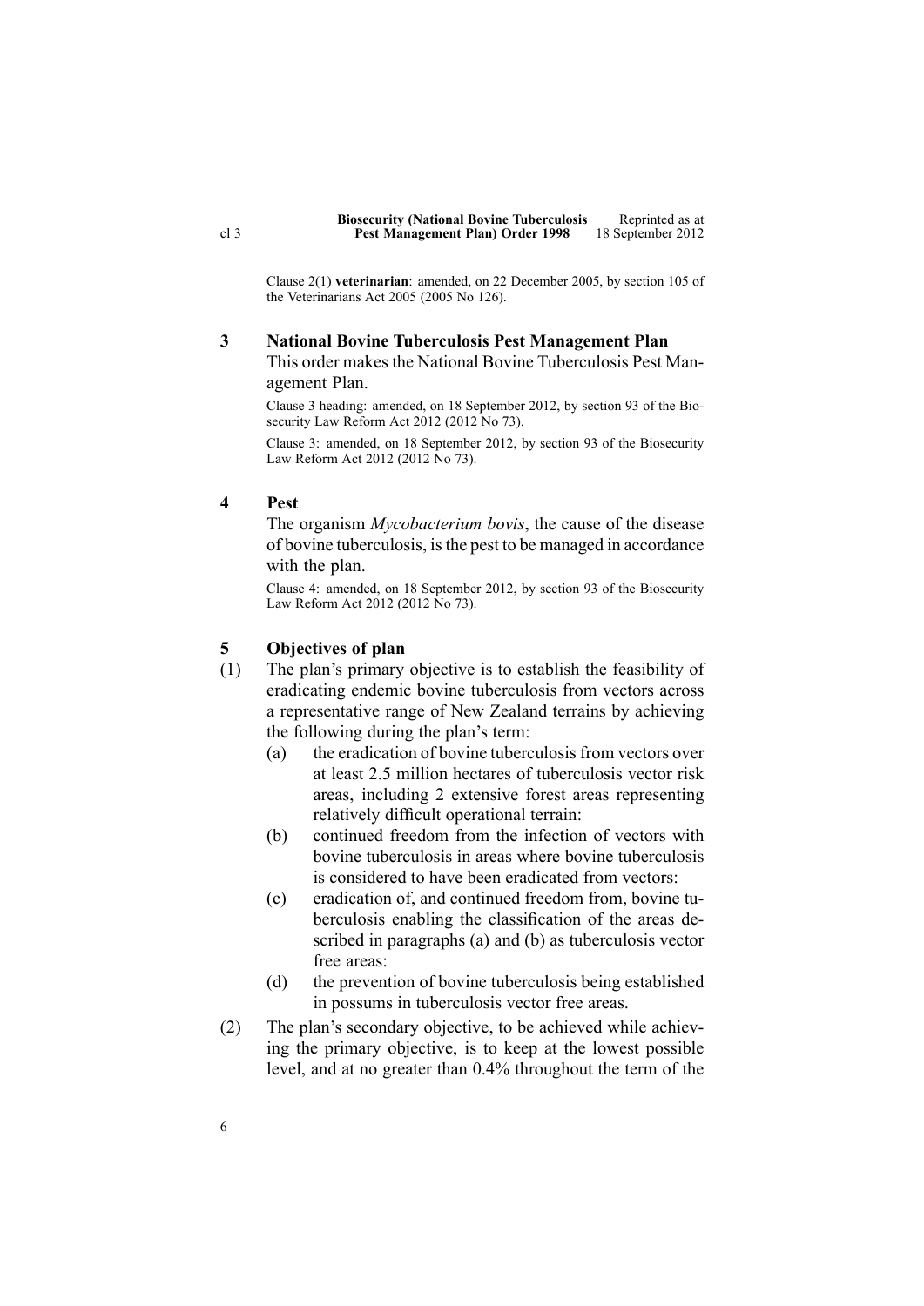Clause 2(1) **veterinarian**: amended, on 22 December 2005, by section 105 of the Veterinarians Act 2005 (2005 No 126).

### 3 National Bovine Tuberculosis Pest Management Plan

This order makes the National Bovine Tuberculosis Pest Management Plan.

Clause 3 heading: amended, on 18 September 2012, by section 93 of the Biosecurity Law Reform Act 2012 (2012 No 73).

Clause 3: amended, on 18 September 2012, by section 93 of the Biosecurity Law Reform Act 2012 (2012 No 73).

### 4 Pest

The organism *Mycobacterium bovis*, the cause of the disease of bovine tuberculosis, is the pest to be managed in accordance with the plan.

Clause 4: amended, on 18 September 2012, by section 93 of the Biosecurity Law Reform Act 2012 (2012 No 73).

### 5 Objectives of plan

(1) The plan's primary objective is to establish the feasibility of eradicating endemic bovine tuberculosis from vectors across a representative range of New Zealand terrains by achieving the following during the plan's term:

- (a) the eradication of bovine tuberculosis from vectors over at least 2.5 million hectares of tuberculosis vector risk areas, including 2 extensive forest areas representing relatively difficult operational terrain:
- (b) continued freedom from the infection of vectors with bovine tuberculosis in areas where bovine tuberculosis is considered to have been eradicated from vectors:
- (c) eradication of, and continued freedom from, bovine tuberculosis enabling the classification of the areas described in paragraphs (a) and (b) as tuberculosis vector free areas:
- (d) the prevention of bovine tuberculosis being established in possums in tuberculosis vector free areas.

(2) The plan's secondary objective, to be achieved while achieving the primary objective, is to keep at the lowest possible level, and at no greater than 0.4% throughout the term of the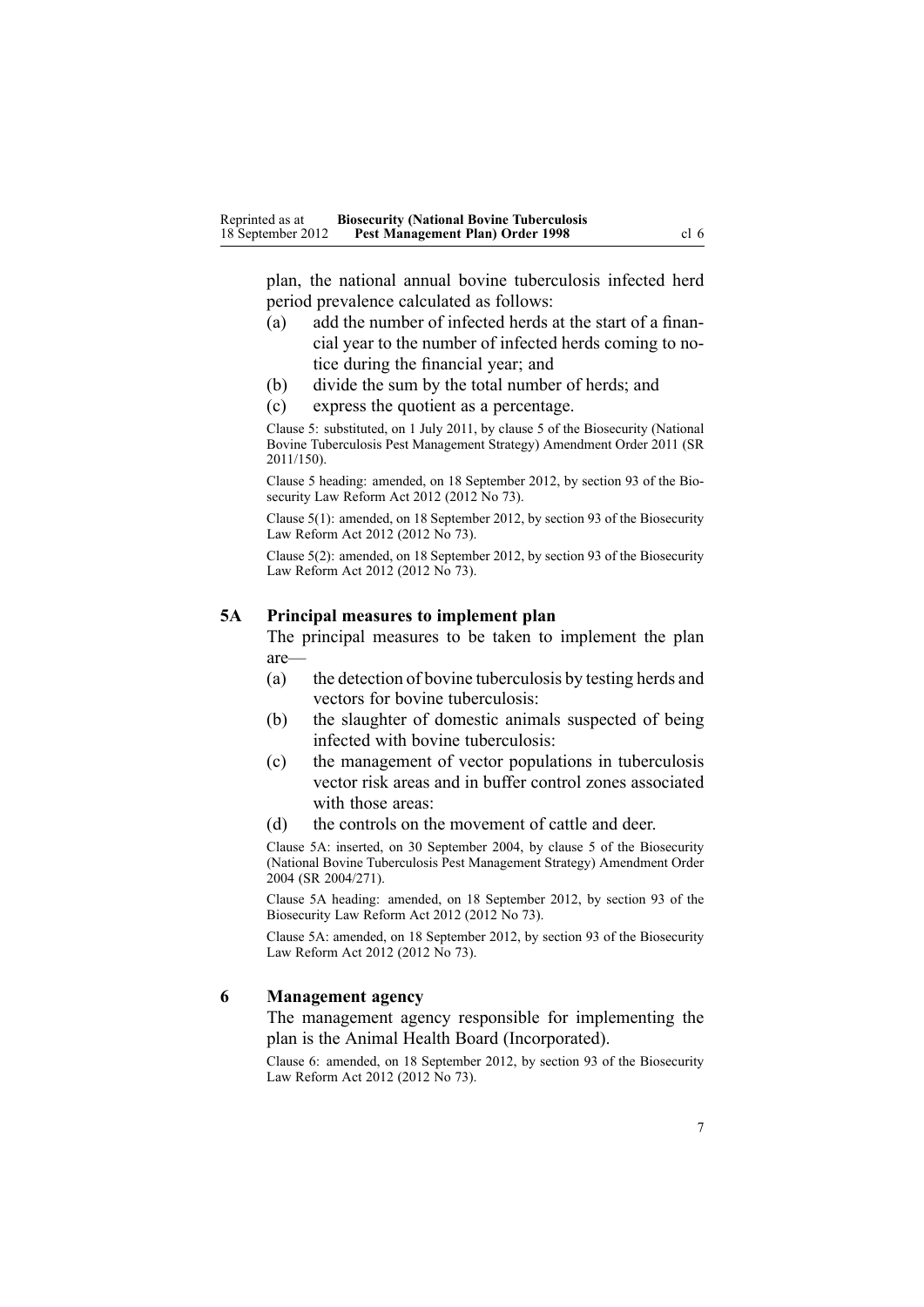plan, the national annual bovine tuberculosis infected herd period prevalence calculated as follows:

(a) add the number of infected herds at the start of a financial year to the number of infected herds coming to notice during the financial year; and

(b) divide the sum by the total number of herds; and

(c) express the quotient as a percentage.

Clause 5: substituted, on 1 July 2011, by clause 5 of the Biosecurity (National Bovine Tuberculosis Pest Management Strategy) Amendment Order 2011 (SR 2011/150).

Clause 5 heading: amended, on 18 September 2012, by section 93 of the Biosecurity Law Reform Act 2012 (2012 No 73).

Clause 5(1): amended, on 18 September 2012, by section 93 of the Biosecurity Law Reform Act 2012 (2012 No 73).

Clause 5(2): amended, on 18 September 2012, by section 93 of the Biosecurity Law Reform Act 2012 (2012 No 73).

### 5A Principal measures to implement plan

The principal measures to be taken to implement the plan are—

(a) the detection of bovine tuberculosis by testing herds and vectors for bovine tuberculosis:

(b) the slaughter of domestic animals suspected of being infected with bovine tuberculosis:

(c) the management of vector populations in tuberculosis vector risk areas and in buffer control zones associated with those areas:

(d) the controls on the movement of cattle and deer.

Clause 5A: inserted, on 30 September 2004, by clause 5 of the Biosecurity (National Bovine Tuberculosis Pest Management Strategy) Amendment Order 2004 (SR 2004/271).

Clause 5A heading: amended, on 18 September 2012, by section 93 of the Biosecurity Law Reform Act 2012 (2012 No 73).

Clause 5A: amended, on 18 September 2012, by section 93 of the Biosecurity Law Reform Act 2012 (2012 No 73).

### 6 Management agency

The management agency responsible for implementing the plan is the Animal Health Board (Incorporated).

Clause 6: amended, on 18 September 2012, by section 93 of the Biosecurity Law Reform Act 2012 (2012 No 73).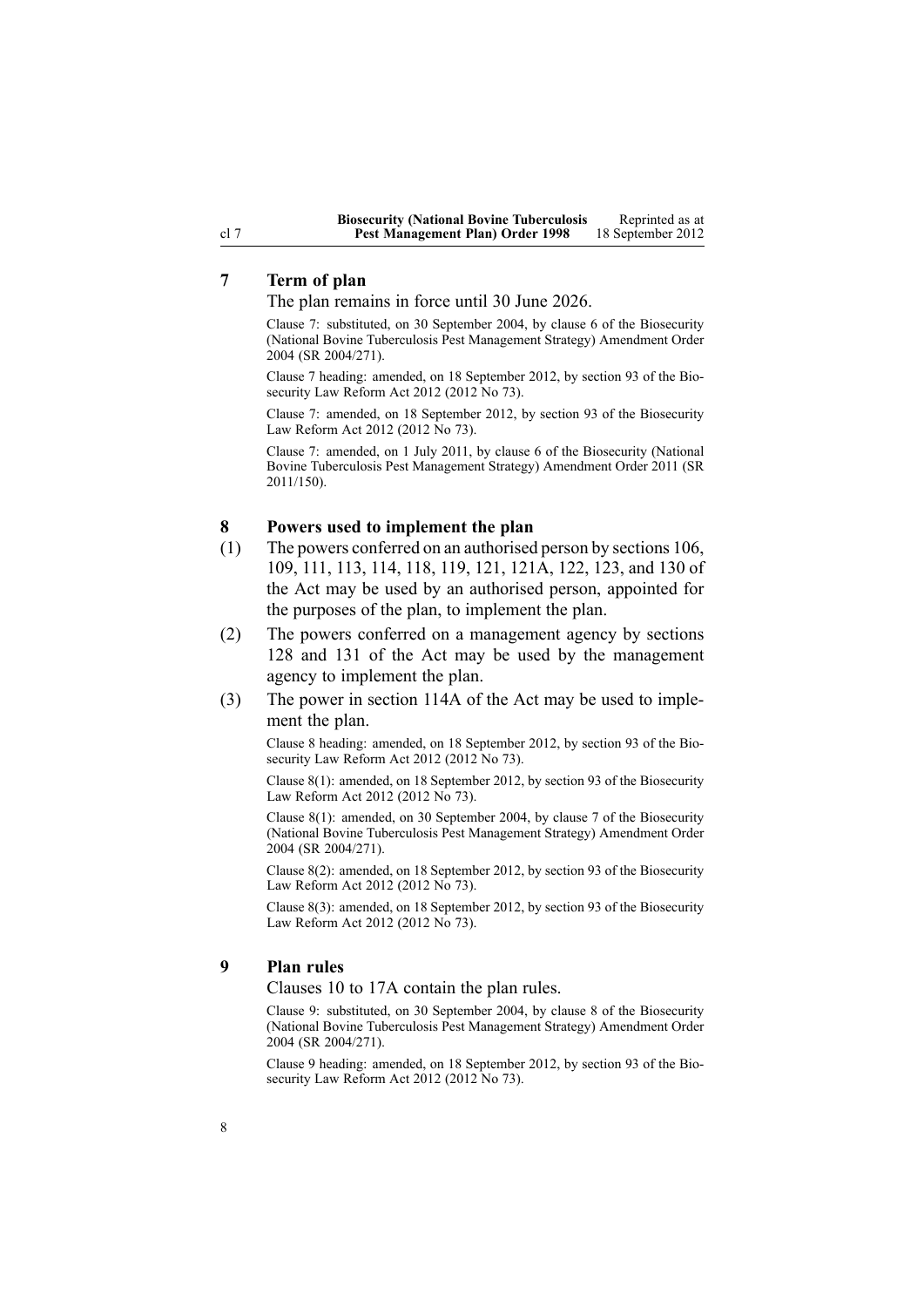## 7 Term of plan

The plan remains in force until 30 June 2026.

Clause 7: substituted, on 30 September 2004, by clause 6 of the Biosecurity (National Bovine Tuberculosis Pest Management Strategy) Amendment Order 2004 (SR 2004/271).

Clause 7 heading: amended, on 18 September 2012, by section 93 of the Biosecurity Law Reform Act 2012 (2012 No 73).

Clause 7: amended, on 18 September 2012, by section 93 of the Biosecurity Law Reform Act 2012 (2012 No 73).

Clause 7: amended, on 1 July 2011, by clause 6 of the Biosecurity (National Bovine Tuberculosis Pest Management Strategy) Amendment Order 2011 (SR 2011/150).

## 8 Powers used to implement the plan

(1) The powers conferred on an authorised person by sections 106, 109, 111, 113, 114, 118, 119, 121, 121A, 122, 123, and 130 of the Act may be used by an authorised person, appointed for the purposes of the plan, to implement the plan.

(2) The powers conferred on a management agency by sections 128 and 131 of the Act may be used by the management agency to implement the plan.

(3) The power in section 114A of the Act may be used to implement the plan.

Clause 8 heading: amended, on 18 September 2012, by section 93 of the Biosecurity Law Reform Act 2012 (2012 No 73).

Clause 8(1): amended, on 18 September 2012, by section 93 of the Biosecurity Law Reform Act 2012 (2012 No 73).

Clause 8(1): amended, on 30 September 2004, by clause 7 of the Biosecurity (National Bovine Tuberculosis Pest Management Strategy) Amendment Order 2004 (SR 2004/271).

Clause 8(2): amended, on 18 September 2012, by section 93 of the Biosecurity Law Reform Act 2012 (2012 No 73).

Clause 8(3): amended, on 18 September 2012, by section 93 of the Biosecurity Law Reform Act 2012 (2012 No 73).

## 9 Plan rules

Clauses 10 to 17A contain the plan rules.

Clause 9: substituted, on 30 September 2004, by clause 8 of the Biosecurity (National Bovine Tuberculosis Pest Management Strategy) Amendment Order 2004 (SR 2004/271).

Clause 9 heading: amended, on 18 September 2012, by section 93 of the Biosecurity Law Reform Act 2012 (2012 No 73).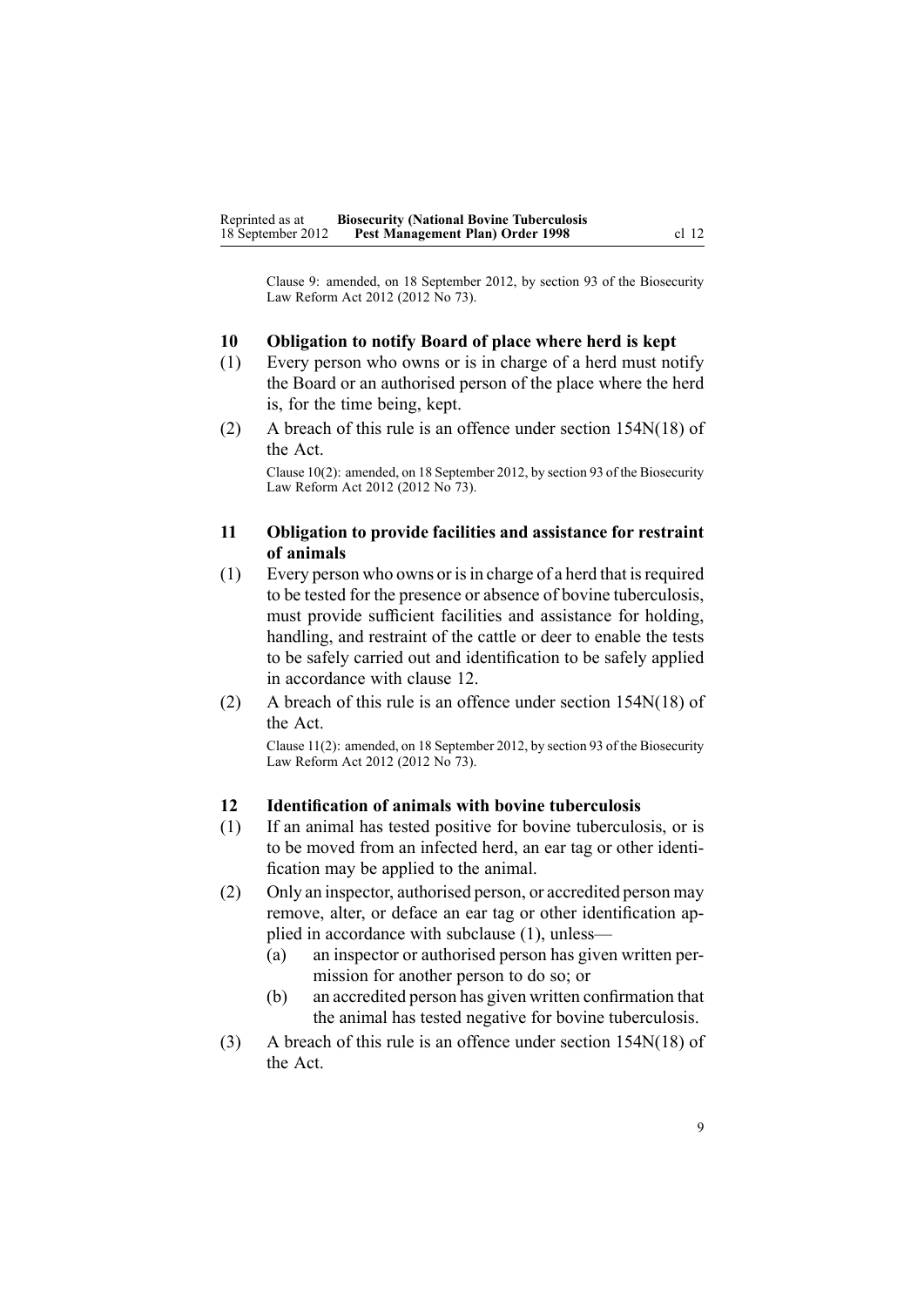Clause 9: amended, on 18 September 2012, by section 93 of the Biosecurity Law Reform Act 2012 (2012 No 73).

### 10 Obligation to notify Board of place where herd is kept

(1) Every person who owns or is in charge of a herd must notify the Board or an authorised person of the place where the herd is, for the time being, kept.

(2) A breach of this rule is an offence under section 154N(18) of the Act.

Clause 10(2): amended, on 18 September 2012, by section 93 of the Biosecurity Law Reform Act 2012 (2012 No 73).

### 11 Obligation to provide facilities and assistance for restraint of animals

(1) Every person who owns or is in charge of a herd that is required to be tested for the presence or absence of bovine tuberculosis, must provide sufficient facilities and assistance for holding, handling, and restraint of the cattle or deer to enable the tests to be safely carried out and identification to be safely applied in accordance with clause 12.

(2) A breach of this rule is an offence under section 154N(18) of the Act.

Clause 11(2): amended, on 18 September 2012, by section 93 of the Biosecurity Law Reform Act 2012 (2012 No 73).

### 12 Identification of animals with bovine tuberculosis

(1) If an animal has tested positive for bovine tuberculosis, or is to be moved from an infected herd, an ear tag or other identification may be applied to the animal.

(2) Only an inspector, authorised person, or accredited person may remove, alter, or deface an ear tag or other identification applied in accordance with subclause (1), unless—

  (a) an inspector or authorised person has given written permission for another person to do so; or

  (b) an accredited person has given written confirmation that the animal has tested negative for bovine tuberculosis.

(3) A breach of this rule is an offence under section 154N(18) of the Act.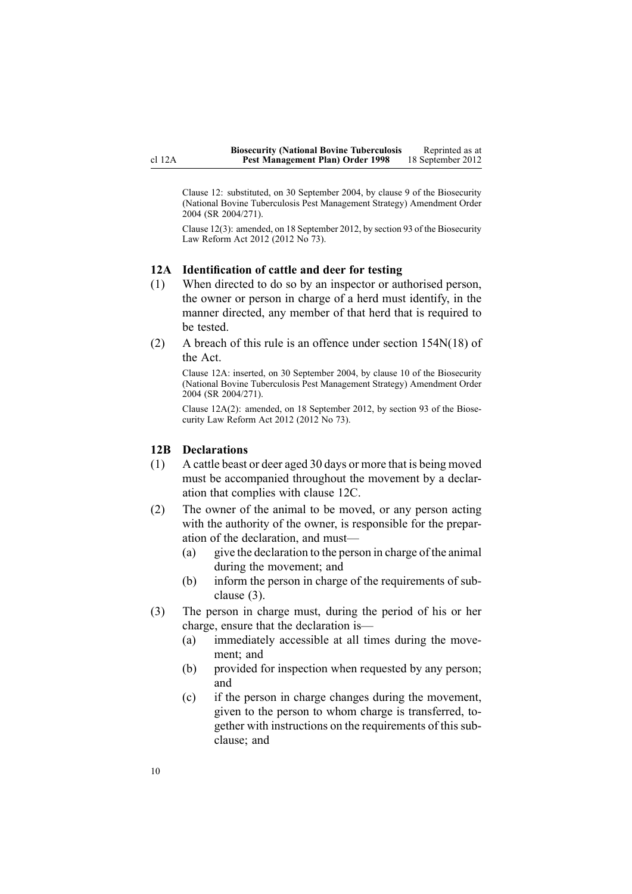Clause 12: substituted, on 30 September 2004, by clause 9 of the Biosecurity (National Bovine Tuberculosis Pest Management Strategy) Amendment Order 2004 (SR 2004/271).

Clause 12(3): amended, on 18 September 2012, by section 93 of the Biosecurity Law Reform Act 2012 (2012 No 73).

### 12A Identification of cattle and deer for testing

(1) When directed to do so by an inspector or authorised person, the owner or person in charge of a herd must identify, in the manner directed, any member of that herd that is required to be tested.

(2) A breach of this rule is an offence under section 154N(18) of the Act.

Clause 12A: inserted, on 30 September 2004, by clause 10 of the Biosecurity (National Bovine Tuberculosis Pest Management Strategy) Amendment Order 2004 (SR 2004/271).

Clause 12A(2): amended, on 18 September 2012, by section 93 of the Biosecurity Law Reform Act 2012 (2012 No 73).

### 12B Declarations

(1) A cattle beast or deer aged 30 days or more that is being moved must be accompanied throughout the movement by a declaration that complies with clause 12C.

(2) The owner of the animal to be moved, or any person acting with the authority of the owner, is responsible for the preparation of the declaration, and must—

  (a) give the declaration to the person in charge of the animal during the movement; and

  (b) inform the person in charge of the requirements of subclause (3).

(3) The person in charge must, during the period of his or her charge, ensure that the declaration is—

  (a) immediately accessible at all times during the movement; and

  (b) provided for inspection when requested by any person; and

  (c) if the person in charge changes during the movement, given to the person to whom charge is transferred, together with instructions on the requirements of this subclause; and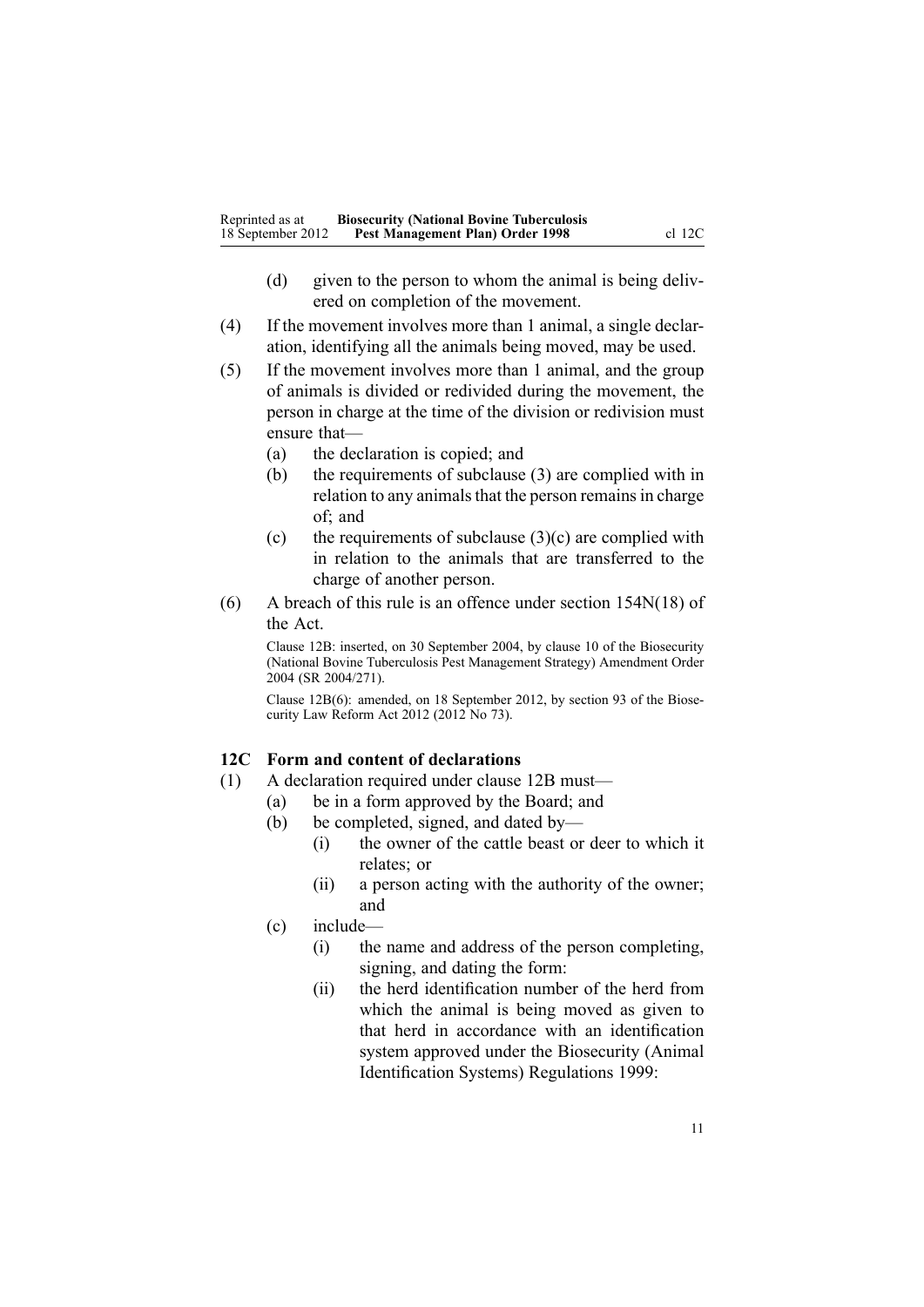(d) given to the person to whom the animal is being delivered on completion of the movement.

(4) If the movement involves more than 1 animal, a single declaration, identifying all the animals being moved, may be used.

(5) If the movement involves more than 1 animal, and the group of animals is divided or redivided during the movement, the person in charge at the time of the division or redivision must ensure that—

   (a) the declaration is copied; and

   (b) the requirements of subclause (3) are complied with in relation to any animals that the person remains in charge of; and

   (c) the requirements of subclause (3)(c) are complied with in relation to the animals that are transferred to the charge of another person.

(6) A breach of this rule is an offence under section 154N(18) of the Act.

Clause 12B: inserted, on 30 September 2004, by clause 10 of the Biosecurity (National Bovine Tuberculosis Pest Management Strategy) Amendment Order 2004 (SR 2004/271).

Clause 12B(6): amended, on 18 September 2012, by section 93 of the Biosecurity Law Reform Act 2012 (2012 No 73).

### 12C Form and content of declarations

(1) A declaration required under clause 12B must—

   (a) be in a form approved by the Board; and

   (b) be completed, signed, and dated by—

      (i) the owner of the cattle beast or deer to which it relates; or

      (ii) a person acting with the authority of the owner; and

   (c) include—

      (i) the name and address of the person completing, signing, and dating the form:

      (ii) the herd identification number of the herd from which the animal is being moved as given to that herd in accordance with an identification system approved under the Biosecurity (Animal Identification Systems) Regulations 1999: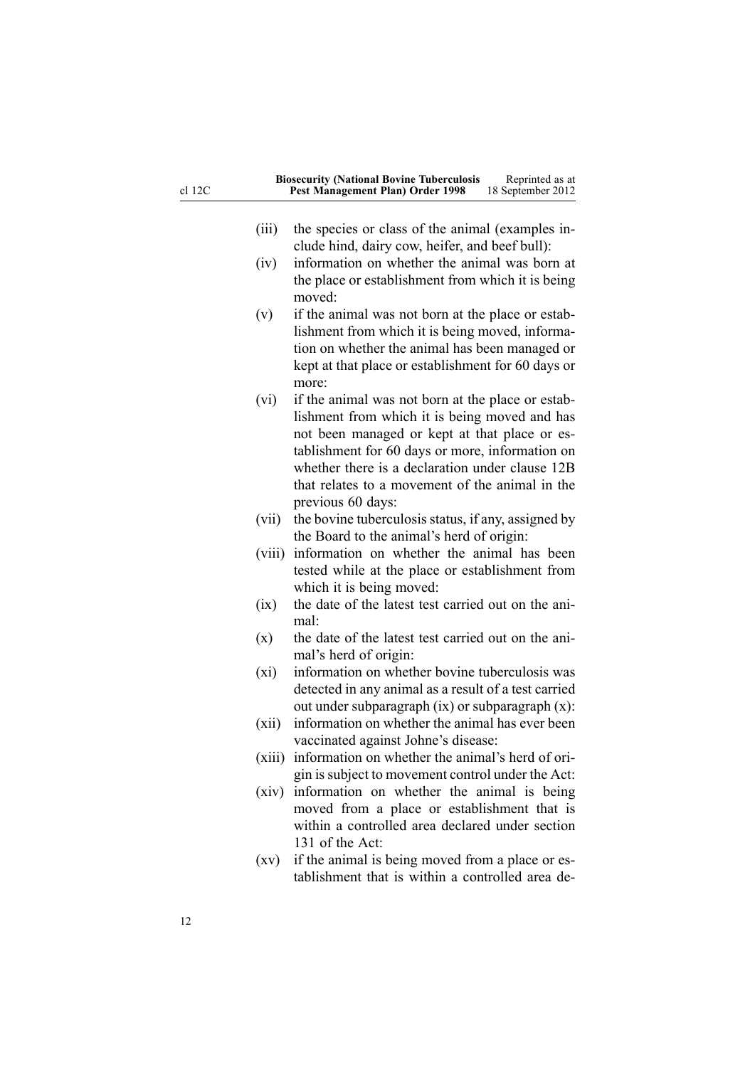- (iii) the species or class of the animal (examples include hind, dairy cow, heifer, and beef bull):
- (iv) information on whether the animal was born at the place or establishment from which it is being moved:
- (v) if the animal was not born at the place or establishment from which it is being moved, information on whether the animal has been managed or kept at that place or establishment for 60 days or more:
- (vi) if the animal was not born at the place or establishment from which it is being moved and has not been managed or kept at that place or establishment for 60 days or more, information on whether there is a declaration under clause 12B that relates to a movement of the animal in the previous 60 days:
- (vii) the bovine tuberculosis status, if any, assigned by the Board to the animal's herd of origin:
- (viii) information on whether the animal has been tested while at the place or establishment from which it is being moved:
- (ix) the date of the latest test carried out on the animal:
- (x) the date of the latest test carried out on the animal's herd of origin:
- (xi) information on whether bovine tuberculosis was detected in any animal as a result of a test carried out under subparagraph (ix) or subparagraph (x):
- (xii) information on whether the animal has ever been vaccinated against Johne's disease:
- (xiii) information on whether the animal's herd of origin is subject to movement control under the Act:
- (xiv) information on whether the animal is being moved from a place or establishment that is within a controlled area declared under section 131 of the Act:
- (xv) if the animal is being moved from a place or establishment that is within a controlled area de-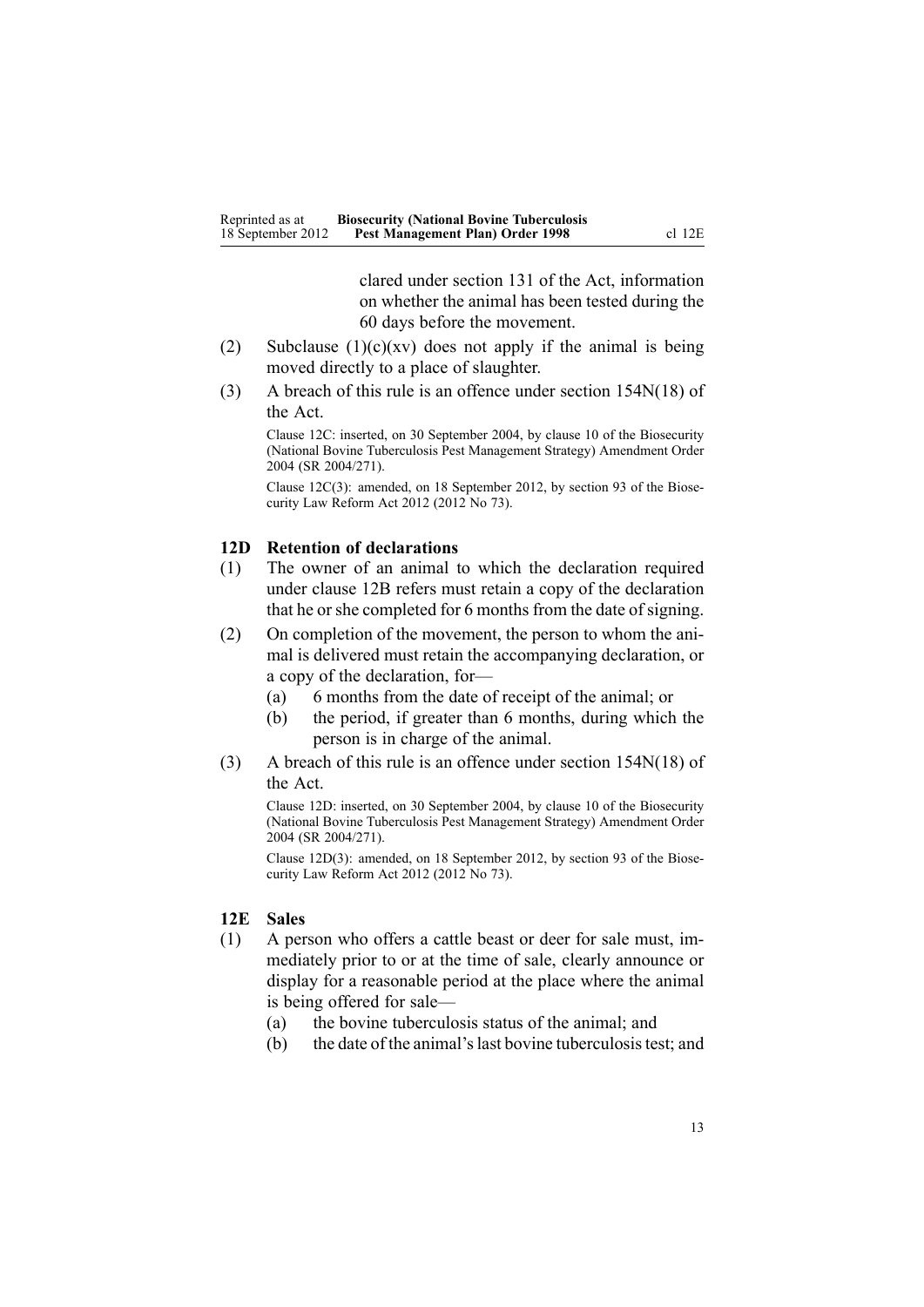clared under section 131 of the Act, information on whether the animal has been tested during the 60 days before the movement.

(2) Subclause (1)(c)(xv) does not apply if the animal is being moved directly to a place of slaughter.

(3) A breach of this rule is an offence under section 154N(18) of the Act.

Clause 12C: inserted, on 30 September 2004, by clause 10 of the Biosecurity (National Bovine Tuberculosis Pest Management Strategy) Amendment Order 2004 (SR 2004/271).

Clause 12C(3): amended, on 18 September 2012, by section 93 of the Biosecurity Law Reform Act 2012 (2012 No 73).

### 12D Retention of declarations

(1) The owner of an animal to which the declaration required under clause 12B refers must retain a copy of the declaration that he or she completed for 6 months from the date of signing.

(2) On completion of the movement, the person to whom the animal is delivered must retain the accompanying declaration, or a copy of the declaration, for—

- (a) 6 months from the date of receipt of the animal; or
- (b) the period, if greater than 6 months, during which the person is in charge of the animal.

(3) A breach of this rule is an offence under section 154N(18) of the Act.

Clause 12D: inserted, on 30 September 2004, by clause 10 of the Biosecurity (National Bovine Tuberculosis Pest Management Strategy) Amendment Order 2004 (SR 2004/271).

Clause 12D(3): amended, on 18 September 2012, by section 93 of the Biosecurity Law Reform Act 2012 (2012 No 73).

### 12E Sales

(1) A person who offers a cattle beast or deer for sale must, immediately prior to or at the time of sale, clearly announce or display for a reasonable period at the place where the animal is being offered for sale—

- (a) the bovine tuberculosis status of the animal; and
- (b) the date of the animal's last bovine tuberculosis test; and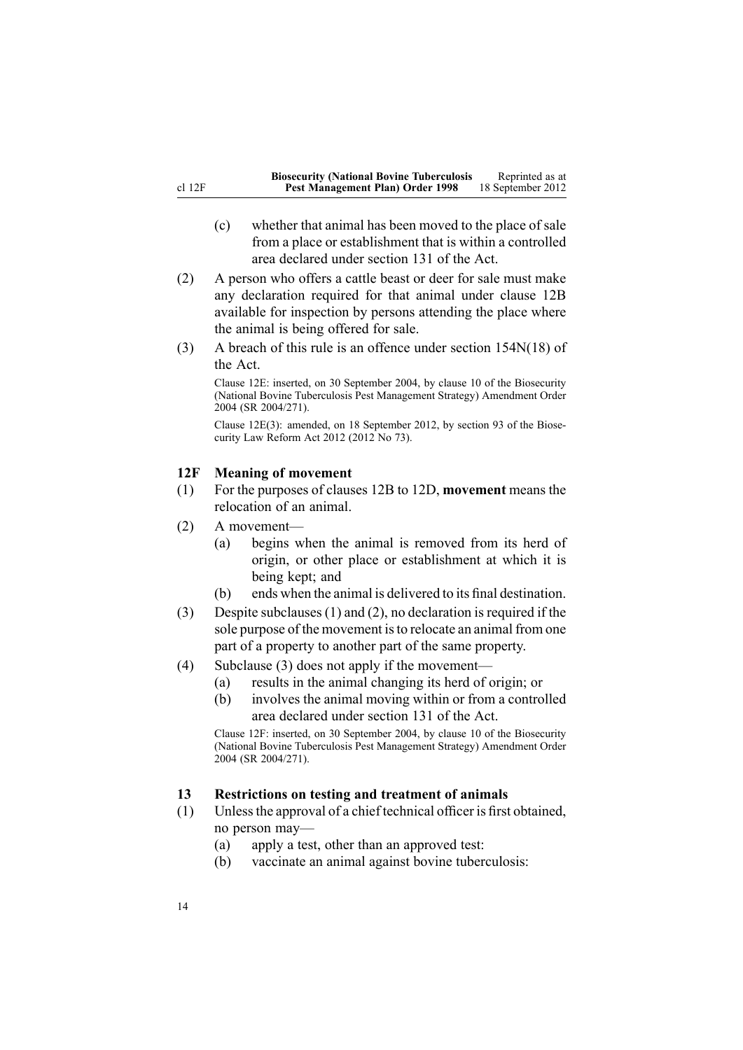(c) whether that animal has been moved to the place of sale from a place or establishment that is within a controlled area declared under section 131 of the Act.

(2) A person who offers a cattle beast or deer for sale must make any declaration required for that animal under clause 12B available for inspection by persons attending the place where the animal is being offered for sale.

(3) A breach of this rule is an offence under section 154N(18) of the Act.

Clause 12E: inserted, on 30 September 2004, by clause 10 of the Biosecurity (National Bovine Tuberculosis Pest Management Strategy) Amendment Order 2004 (SR 2004/271).

Clause 12E(3): amended, on 18 September 2012, by section 93 of the Biosecurity Law Reform Act 2012 (2012 No 73).

### 12F Meaning of movement

(1) For the purposes of clauses 12B to 12D, **movement** means the relocation of an animal.

(2) A movement—

(a) begins when the animal is removed from its herd of origin, or other place or establishment at which it is being kept; and

(b) ends when the animal is delivered to its final destination.

(3) Despite subclauses (1) and (2), no declaration is required if the sole purpose of the movement is to relocate an animal from one part of a property to another part of the same property.

(4) Subclause (3) does not apply if the movement—

(a) results in the animal changing its herd of origin; or

(b) involves the animal moving within or from a controlled area declared under section 131 of the Act.

Clause 12F: inserted, on 30 September 2004, by clause 10 of the Biosecurity (National Bovine Tuberculosis Pest Management Strategy) Amendment Order 2004 (SR 2004/271).

### 13 Restrictions on testing and treatment of animals

(1) Unless the approval of a chief technical officer is first obtained, no person may—

(a) apply a test, other than an approved test:

(b) vaccinate an animal against bovine tuberculosis: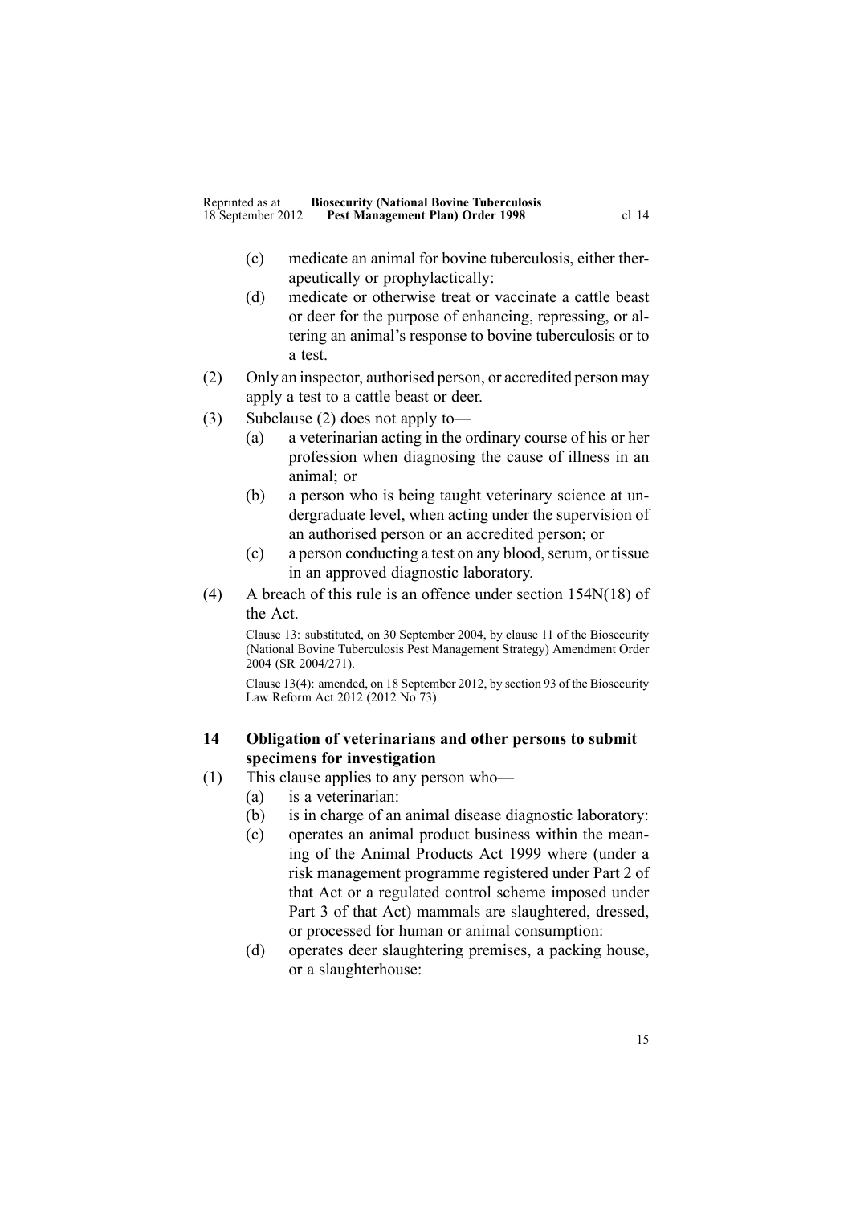(c) medicate an animal for bovine tuberculosis, either therapeutically or prophylactically:

(d) medicate or otherwise treat or vaccinate a cattle beast or deer for the purpose of enhancing, repressing, or altering an animal's response to bovine tuberculosis or to a test.

(2) Only an inspector, authorised person, or accredited person may apply a test to a cattle beast or deer.

(3) Subclause (2) does not apply to—

(a) a veterinarian acting in the ordinary course of his or her profession when diagnosing the cause of illness in an animal; or

(b) a person who is being taught veterinary science at undergraduate level, when acting under the supervision of an authorised person or an accredited person; or

(c) a person conducting a test on any blood, serum, or tissue in an approved diagnostic laboratory.

(4) A breach of this rule is an offence under section 154N(18) of the Act.

Clause 13: substituted, on 30 September 2004, by clause 11 of the Biosecurity (National Bovine Tuberculosis Pest Management Strategy) Amendment Order 2004 (SR 2004/271).

Clause 13(4): amended, on 18 September 2012, by section 93 of the Biosecurity Law Reform Act 2012 (2012 No 73).

### 14 Obligation of veterinarians and other persons to submit specimens for investigation

(1) This clause applies to any person who—

(a) is a veterinarian:

(b) is in charge of an animal disease diagnostic laboratory:

(c) operates an animal product business within the meaning of the Animal Products Act 1999 where (under a risk management programme registered under Part 2 of that Act or a regulated control scheme imposed under Part 3 of that Act) mammals are slaughtered, dressed, or processed for human or animal consumption:

(d) operates deer slaughtering premises, a packing house, or a slaughterhouse: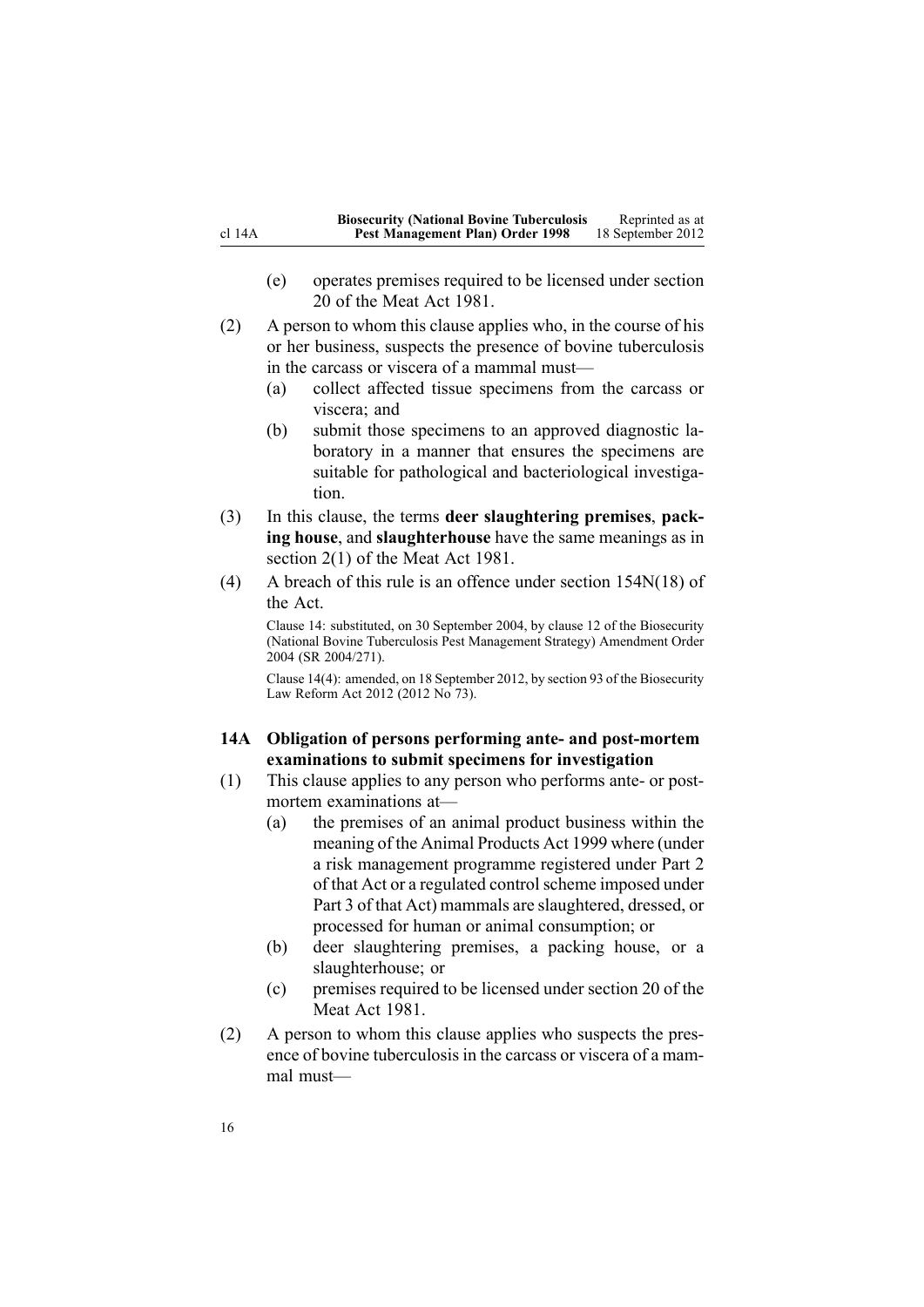(e) operates premises required to be licensed under section 20 of the Meat Act 1981.

(2) A person to whom this clause applies who, in the course of his or her business, suspects the presence of bovine tuberculosis in the carcass or viscera of a mammal must—

(a) collect affected tissue specimens from the carcass or viscera; and

(b) submit those specimens to an approved diagnostic laboratory in a manner that ensures the specimens are suitable for pathological and bacteriological investigation.

(3) In this clause, the terms **deer slaughtering premises**, **packing house**, and **slaughterhouse** have the same meanings as in section 2(1) of the Meat Act 1981.

(4) A breach of this rule is an offence under section 154N(18) of the Act.

Clause 14: substituted, on 30 September 2004, by clause 12 of the Biosecurity (National Bovine Tuberculosis Pest Management Strategy) Amendment Order 2004 (SR 2004/271).

Clause 14(4): amended, on 18 September 2012, by section 93 of the Biosecurity Law Reform Act 2012 (2012 No 73).

### 14A Obligation of persons performing ante- and post-mortem examinations to submit specimens for investigation

(1) This clause applies to any person who performs ante- or post-mortem examinations at—

(a) the premises of an animal product business within the meaning of the Animal Products Act 1999 where (under a risk management programme registered under Part 2 of that Act or a regulated control scheme imposed under Part 3 of that Act) mammals are slaughtered, dressed, or processed for human or animal consumption; or

(b) deer slaughtering premises, a packing house, or a slaughterhouse; or

(c) premises required to be licensed under section 20 of the Meat Act 1981.

(2) A person to whom this clause applies who suspects the presence of bovine tuberculosis in the carcass or viscera of a mammal must—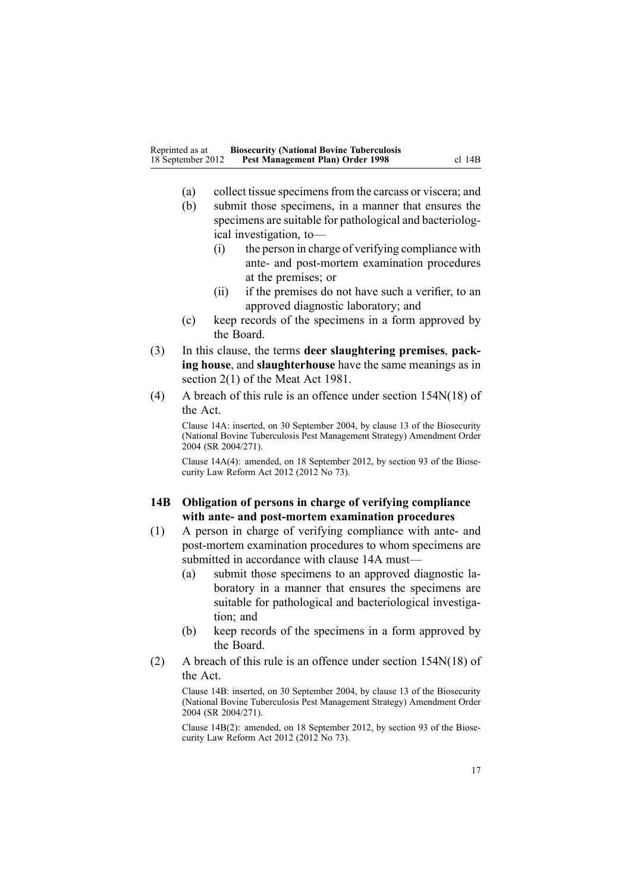(a) collect tissue specimens from the carcass or viscera; and

(b) submit those specimens, in a manner that ensures the specimens are suitable for pathological and bacteriological investigation, to—

  (i) the person in charge of verifying compliance with ante- and post-mortem examination procedures at the premises; or

  (ii) if the premises do not have such a verifier, to an approved diagnostic laboratory; and

(c) keep records of the specimens in a form approved by the Board.

(3) In this clause, the terms **deer slaughtering premises**, **packing house**, and **slaughterhouse** have the same meanings as in section 2(1) of the Meat Act 1981.

(4) A breach of this rule is an offence under section 154N(18) of the Act.

Clause 14A: inserted, on 30 September 2004, by clause 13 of the Biosecurity (National Bovine Tuberculosis Pest Management Strategy) Amendment Order 2004 (SR 2004/271).

Clause 14A(4): amended, on 18 September 2012, by section 93 of the Biosecurity Law Reform Act 2012 (2012 No 73).

### 14B Obligation of persons in charge of verifying compliance with ante- and post-mortem examination procedures

(1) A person in charge of verifying compliance with ante- and post-mortem examination procedures to whom specimens are submitted in accordance with clause 14A must—

(a) submit those specimens to an approved diagnostic laboratory in a manner that ensures the specimens are suitable for pathological and bacteriological investigation; and

(b) keep records of the specimens in a form approved by the Board.

(2) A breach of this rule is an offence under section 154N(18) of the Act.

Clause 14B: inserted, on 30 September 2004, by clause 13 of the Biosecurity (National Bovine Tuberculosis Pest Management Strategy) Amendment Order 2004 (SR 2004/271).

Clause 14B(2): amended, on 18 September 2012, by section 93 of the Biosecurity Law Reform Act 2012 (2012 No 73).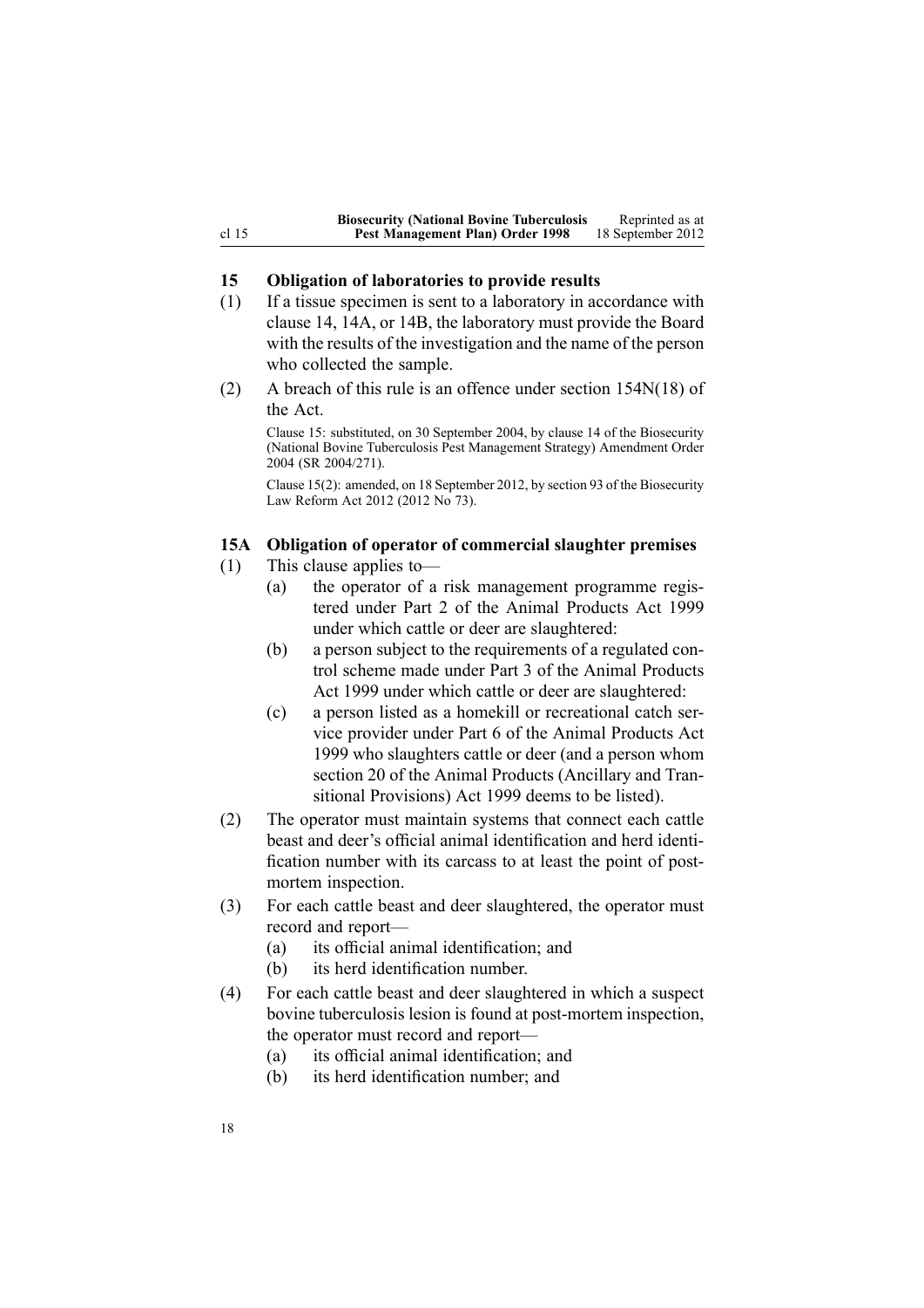## 15 Obligation of laboratories to provide results

(1) If a tissue specimen is sent to a laboratory in accordance with clause 14, 14A, or 14B, the laboratory must provide the Board with the results of the investigation and the name of the person who collected the sample.

(2) A breach of this rule is an offence under section 154N(18) of the Act.

Clause 15: substituted, on 30 September 2004, by clause 14 of the Biosecurity (National Bovine Tuberculosis Pest Management Strategy) Amendment Order 2004 (SR 2004/271).

Clause 15(2): amended, on 18 September 2012, by section 93 of the Biosecurity Law Reform Act 2012 (2012 No 73).

## 15A Obligation of operator of commercial slaughter premises

(1) This clause applies to—

  (a) the operator of a risk management programme registered under Part 2 of the Animal Products Act 1999 under which cattle or deer are slaughtered:

  (b) a person subject to the requirements of a regulated control scheme made under Part 3 of the Animal Products Act 1999 under which cattle or deer are slaughtered:

  (c) a person listed as a homekill or recreational catch service provider under Part 6 of the Animal Products Act 1999 who slaughters cattle or deer (and a person whom section 20 of the Animal Products (Ancillary and Transitional Provisions) Act 1999 deems to be listed).

(2) The operator must maintain systems that connect each cattle beast and deer's official animal identification and herd identification number with its carcass to at least the point of post-mortem inspection.

(3) For each cattle beast and deer slaughtered, the operator must record and report—

  (a) its official animal identification; and

  (b) its herd identification number.

(4) For each cattle beast and deer slaughtered in which a suspect bovine tuberculosis lesion is found at post-mortem inspection, the operator must record and report—

  (a) its official animal identification; and

  (b) its herd identification number; and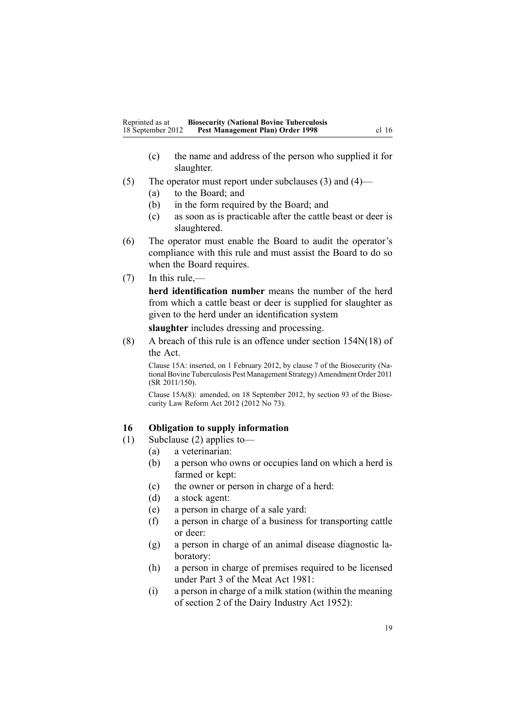(c) the name and address of the person who supplied it for slaughter.

(5) The operator must report under subclauses (3) and (4)—

(a) to the Board; and

(b) in the form required by the Board; and

(c) as soon as is practicable after the cattle beast or deer is slaughtered.

(6) The operator must enable the Board to audit the operator's compliance with this rule and must assist the Board to do so when the Board requires.

(7) In this rule,—

**herd identification number** means the number of the herd from which a cattle beast or deer is supplied for slaughter as given to the herd under an identification system

**slaughter** includes dressing and processing.

(8) A breach of this rule is an offence under section 154N(18) of the Act.

Clause 15A: inserted, on 1 February 2012, by clause 7 of the Biosecurity (National Bovine Tuberculosis Pest Management Strategy) Amendment Order 2011 (SR 2011/150).

Clause 15A(8): amended, on 18 September 2012, by section 93 of the Biosecurity Law Reform Act 2012 (2012 No 73).

### 16 Obligation to supply information

(1) Subclause (2) applies to—

(a) a veterinarian:

(b) a person who owns or occupies land on which a herd is farmed or kept:

(c) the owner or person in charge of a herd:

(d) a stock agent:

(e) a person in charge of a sale yard:

(f) a person in charge of a business for transporting cattle or deer:

(g) a person in charge of an animal disease diagnostic laboratory:

(h) a person in charge of premises required to be licensed under Part 3 of the Meat Act 1981:

(i) a person in charge of a milk station (within the meaning of section 2 of the Dairy Industry Act 1952):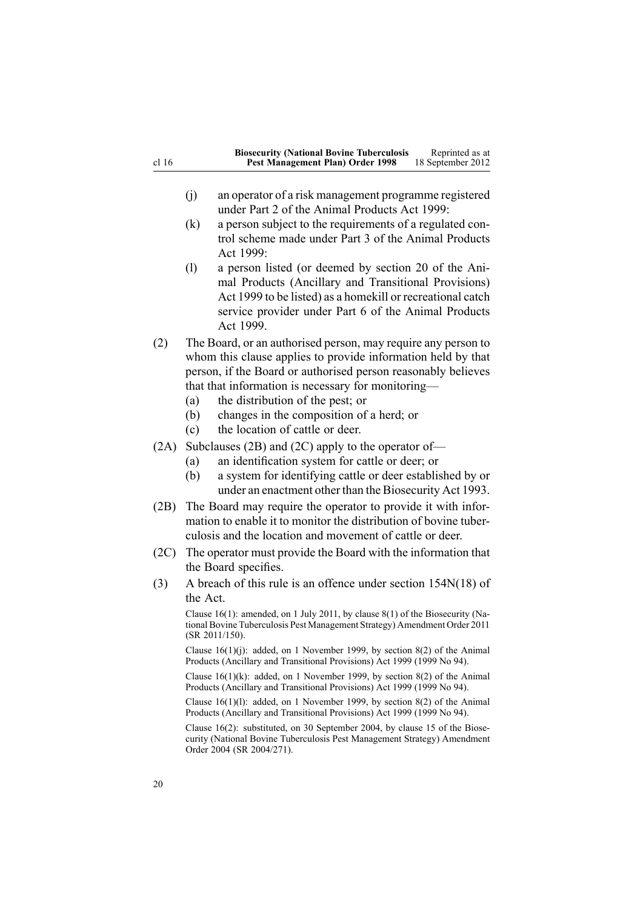(j) an operator of a risk management programme registered under Part 2 of the Animal Products Act 1999:

(k) a person subject to the requirements of a regulated control scheme made under Part 3 of the Animal Products Act 1999:

(l) a person listed (or deemed by section 20 of the Animal Products (Ancillary and Transitional Provisions) Act 1999 to be listed) as a homekill or recreational catch service provider under Part 6 of the Animal Products Act 1999.

(2) The Board, or an authorised person, may require any person to whom this clause applies to provide information held by that person, if the Board or authorised person reasonably believes that that information is necessary for monitoring—

(a) the distribution of the pest; or

(b) changes in the composition of a herd; or

(c) the location of cattle or deer.

(2A) Subclauses (2B) and (2C) apply to the operator of—

(a) an identification system for cattle or deer; or

(b) a system for identifying cattle or deer established by or under an enactment other than the Biosecurity Act 1993.

(2B) The Board may require the operator to provide it with information to enable it to monitor the distribution of bovine tuberculosis and the location and movement of cattle or deer.

(2C) The operator must provide the Board with the information that the Board specifies.

(3) A breach of this rule is an offence under section 154N(18) of the Act.

Clause 16(1): amended, on 1 July 2011, by clause 8(1) of the Biosecurity (National Bovine Tuberculosis Pest Management Strategy) Amendment Order 2011 (SR 2011/150).

Clause 16(1)(j): added, on 1 November 1999, by section 8(2) of the Animal Products (Ancillary and Transitional Provisions) Act 1999 (1999 No 94).

Clause 16(1)(k): added, on 1 November 1999, by section 8(2) of the Animal Products (Ancillary and Transitional Provisions) Act 1999 (1999 No 94).

Clause 16(1)(l): added, on 1 November 1999, by section 8(2) of the Animal Products (Ancillary and Transitional Provisions) Act 1999 (1999 No 94).

Clause 16(2): substituted, on 30 September 2004, by clause 15 of the Biosecurity (National Bovine Tuberculosis Pest Management Strategy) Amendment Order 2004 (SR 2004/271).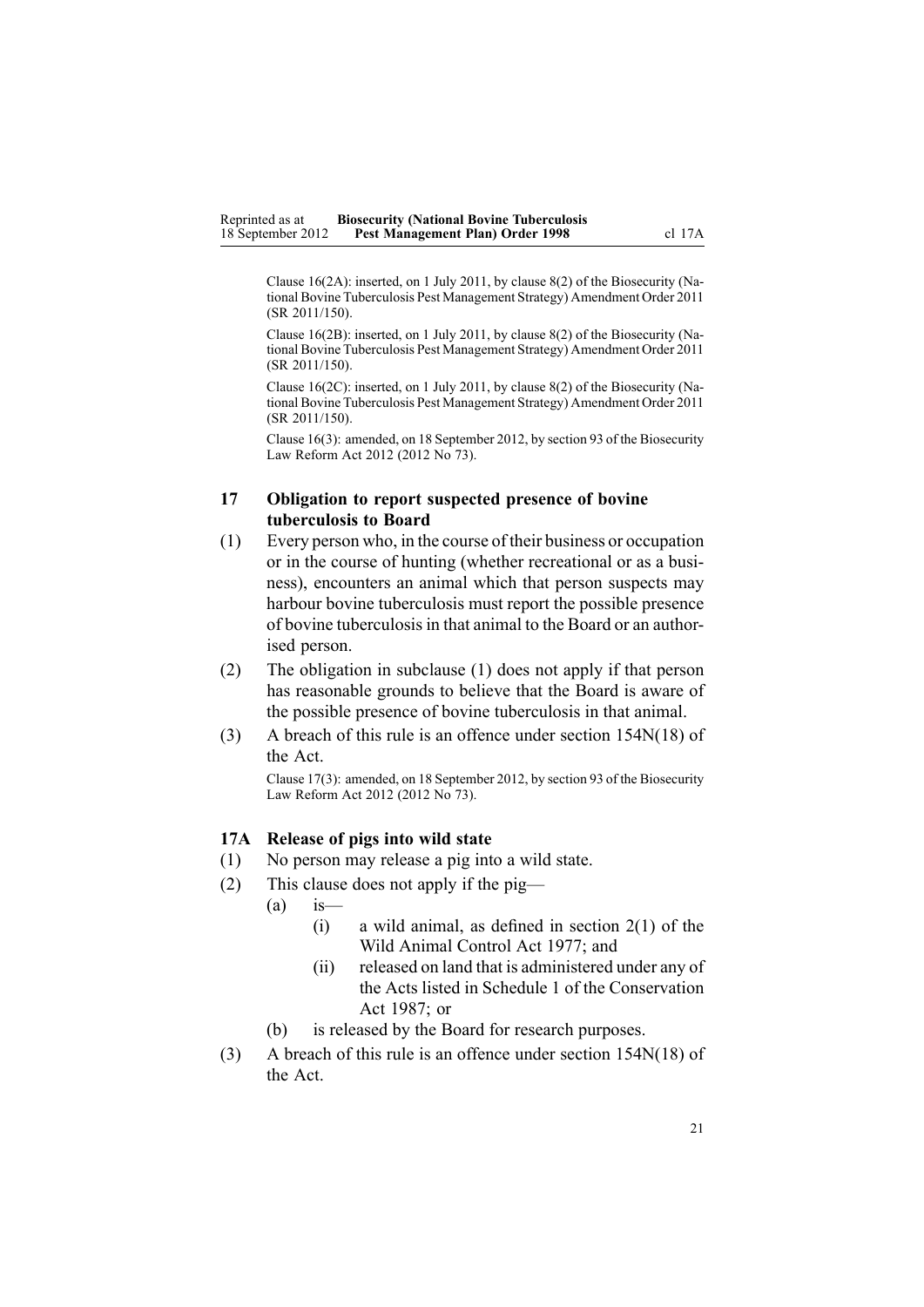Clause 16(2A): inserted, on 1 July 2011, by clause 8(2) of the Biosecurity (National Bovine Tuberculosis Pest Management Strategy) Amendment Order 2011 (SR 2011/150).

Clause 16(2B): inserted, on 1 July 2011, by clause 8(2) of the Biosecurity (National Bovine Tuberculosis Pest Management Strategy) Amendment Order 2011 (SR 2011/150).

Clause 16(2C): inserted, on 1 July 2011, by clause 8(2) of the Biosecurity (National Bovine Tuberculosis Pest Management Strategy) Amendment Order 2011 (SR 2011/150).

Clause 16(3): amended, on 18 September 2012, by section 93 of the Biosecurity Law Reform Act 2012 (2012 No 73).

### 17 Obligation to report suspected presence of bovine tuberculosis to Board

(1) Every person who, in the course of their business or occupation or in the course of hunting (whether recreational or as a business), encounters an animal which that person suspects may harbour bovine tuberculosis must report the possible presence of bovine tuberculosis in that animal to the Board or an authorised person.

(2) The obligation in subclause (1) does not apply if that person has reasonable grounds to believe that the Board is aware of the possible presence of bovine tuberculosis in that animal.

(3) A breach of this rule is an offence under section 154N(18) of the Act.

Clause 17(3): amended, on 18 September 2012, by section 93 of the Biosecurity Law Reform Act 2012 (2012 No 73).

### 17A Release of pigs into wild state

(1) No person may release a pig into a wild state.

(2) This clause does not apply if the pig—

  (a) is—

    (i) a wild animal, as defined in section 2(1) of the Wild Animal Control Act 1977; and

    (ii) released on land that is administered under any of the Acts listed in Schedule 1 of the Conservation Act 1987; or

  (b) is released by the Board for research purposes.

(3) A breach of this rule is an offence under section 154N(18) of the Act.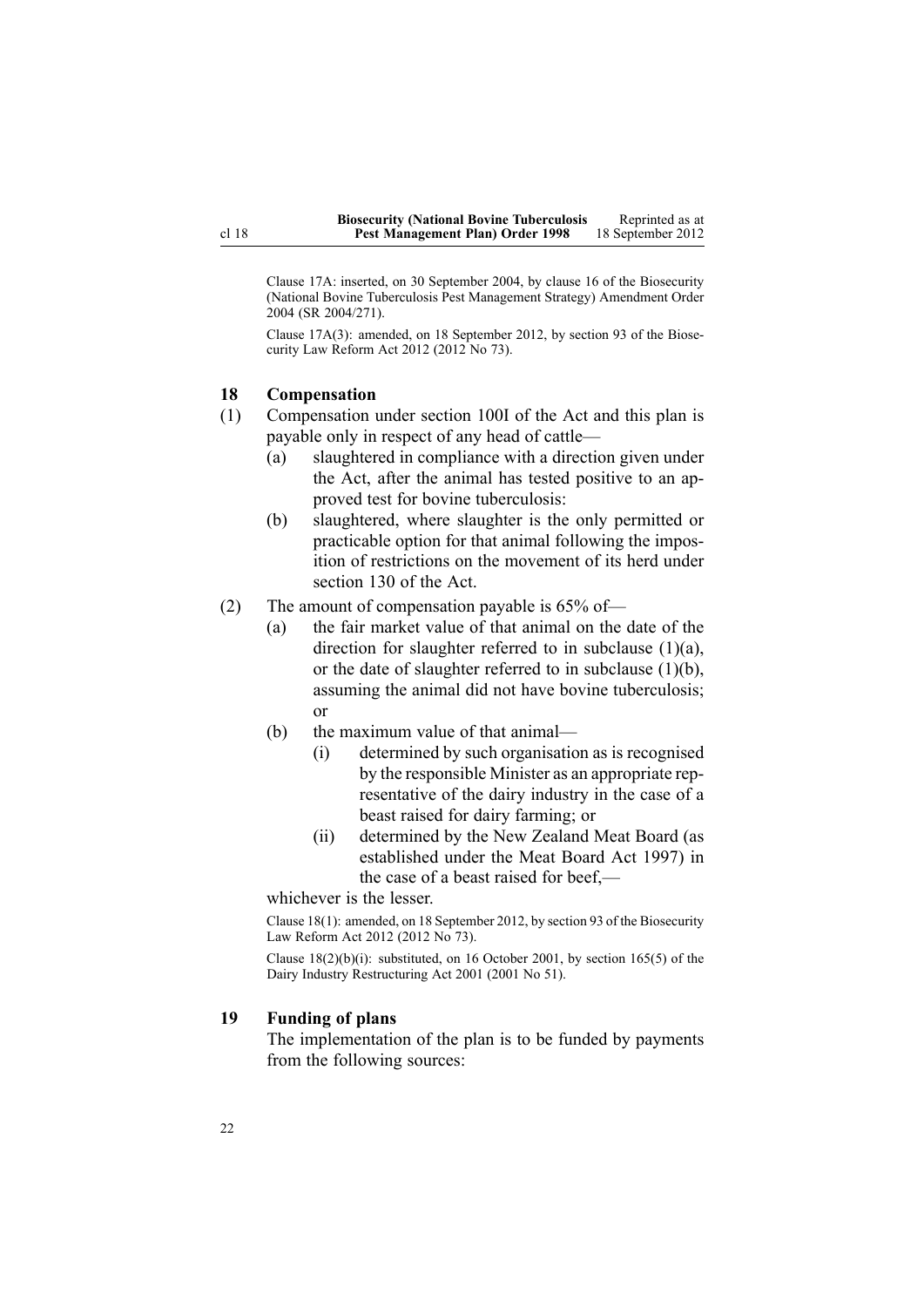Clause 17A: inserted, on 30 September 2004, by clause 16 of the Biosecurity (National Bovine Tuberculosis Pest Management Strategy) Amendment Order 2004 (SR 2004/271).

Clause 17A(3): amended, on 18 September 2012, by section 93 of the Biosecurity Law Reform Act 2012 (2012 No 73).

### 18 Compensation

(1) Compensation under section 100I of the Act and this plan is payable only in respect of any head of cattle—

- (a) slaughtered in compliance with a direction given under the Act, after the animal has tested positive to an approved test for bovine tuberculosis:
- (b) slaughtered, where slaughter is the only permitted or practicable option for that animal following the imposition of restrictions on the movement of its herd under section 130 of the Act.

(2) The amount of compensation payable is 65% of—

- (a) the fair market value of that animal on the date of the direction for slaughter referred to in subclause (1)(a), or the date of slaughter referred to in subclause (1)(b), assuming the animal did not have bovine tuberculosis; or
- (b) the maximum value of that animal—
  - (i) determined by such organisation as is recognised by the responsible Minister as an appropriate representative of the dairy industry in the case of a beast raised for dairy farming; or
  - (ii) determined by the New Zealand Meat Board (as established under the Meat Board Act 1997) in the case of a beast raised for beef,—

whichever is the lesser.

Clause 18(1): amended, on 18 September 2012, by section 93 of the Biosecurity Law Reform Act 2012 (2012 No 73).

Clause 18(2)(b)(i): substituted, on 16 October 2001, by section 165(5) of the Dairy Industry Restructuring Act 2001 (2001 No 51).

### 19 Funding of plans

The implementation of the plan is to be funded by payments from the following sources: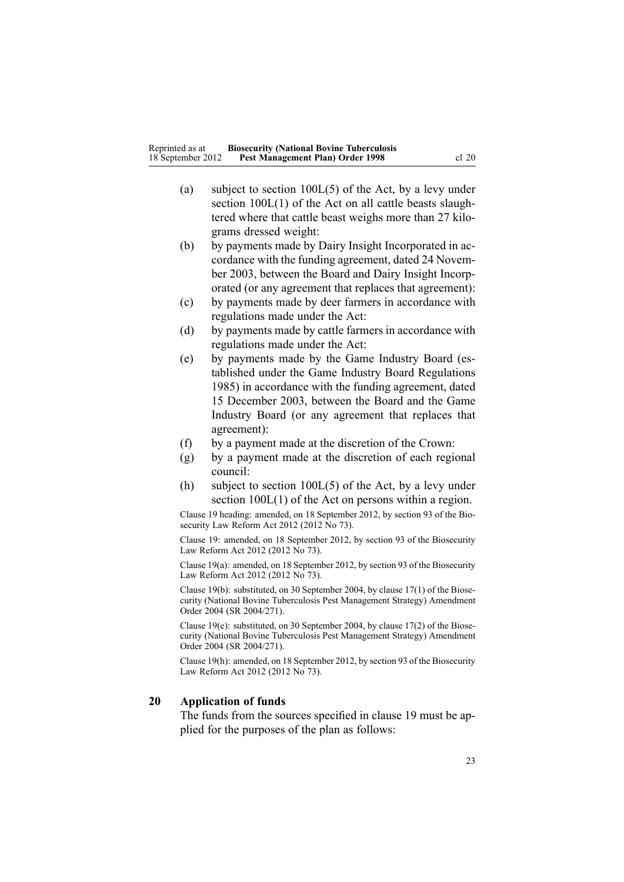- (a) subject to section 100L(5) of the Act, by a levy under section 100L(1) of the Act on all cattle beasts slaughtered where that cattle beast weighs more than 27 kilograms dressed weight:
- (b) by payments made by Dairy Insight Incorporated in accordance with the funding agreement, dated 24 November 2003, between the Board and Dairy Insight Incorporated (or any agreement that replaces that agreement):
- (c) by payments made by deer farmers in accordance with regulations made under the Act:
- (d) by payments made by cattle farmers in accordance with regulations made under the Act:
- (e) by payments made by the Game Industry Board (established under the Game Industry Board Regulations 1985) in accordance with the funding agreement, dated 15 December 2003, between the Board and the Game Industry Board (or any agreement that replaces that agreement):
- (f) by a payment made at the discretion of the Crown:
- (g) by a payment made at the discretion of each regional council:
- (h) subject to section 100L(5) of the Act, by a levy under section 100L(1) of the Act on persons within a region.

Clause 19 heading: amended, on 18 September 2012, by section 93 of the Biosecurity Law Reform Act 2012 (2012 No 73).

Clause 19: amended, on 18 September 2012, by section 93 of the Biosecurity Law Reform Act 2012 (2012 No 73).

Clause 19(a): amended, on 18 September 2012, by section 93 of the Biosecurity Law Reform Act 2012 (2012 No 73).

Clause 19(b): substituted, on 30 September 2004, by clause 17(1) of the Biosecurity (National Bovine Tuberculosis Pest Management Strategy) Amendment Order 2004 (SR 2004/271).

Clause 19(e): substituted, on 30 September 2004, by clause 17(2) of the Biosecurity (National Bovine Tuberculosis Pest Management Strategy) Amendment Order 2004 (SR 2004/271).

Clause 19(h): amended, on 18 September 2012, by section 93 of the Biosecurity Law Reform Act 2012 (2012 No 73).

## 20 Application of funds

The funds from the sources specified in clause 19 must be applied for the purposes of the plan as follows: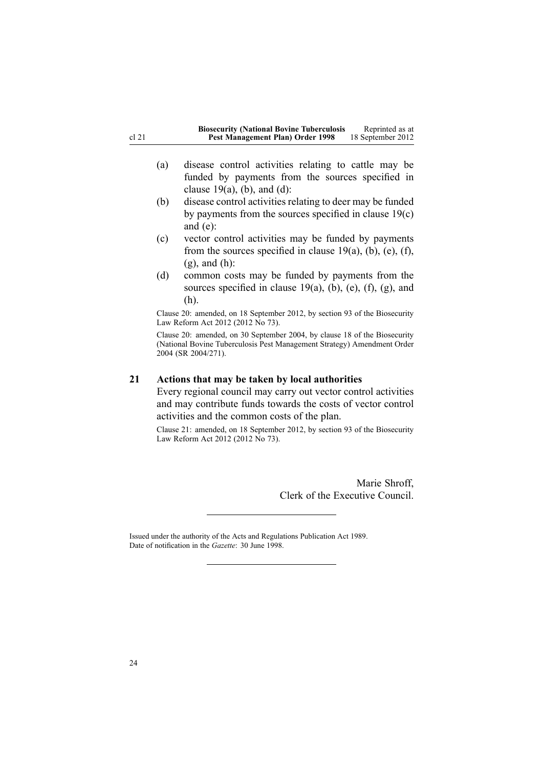(a) disease control activities relating to cattle may be funded by payments from the sources specified in clause 19(a), (b), and (d):

(b) disease control activities relating to deer may be funded by payments from the sources specified in clause 19(c) and (e):

(c) vector control activities may be funded by payments from the sources specified in clause 19(a), (b), (e), (f), (g), and (h):

(d) common costs may be funded by payments from the sources specified in clause 19(a), (b), (e), (f), (g), and (h).

Clause 20: amended, on 18 September 2012, by section 93 of the Biosecurity Law Reform Act 2012 (2012 No 73).

Clause 20: amended, on 30 September 2004, by clause 18 of the Biosecurity (National Bovine Tuberculosis Pest Management Strategy) Amendment Order 2004 (SR 2004/271).

## 21 Actions that may be taken by local authorities

Every regional council may carry out vector control activities and may contribute funds towards the costs of vector control activities and the common costs of the plan.

Clause 21: amended, on 18 September 2012, by section 93 of the Biosecurity Law Reform Act 2012 (2012 No 73).

Marie Shroff,
Clerk of the Executive Council.

---

Issued under the authority of the Acts and Regulations Publication Act 1989.
Date of notification in the *Gazette*: 30 June 1998.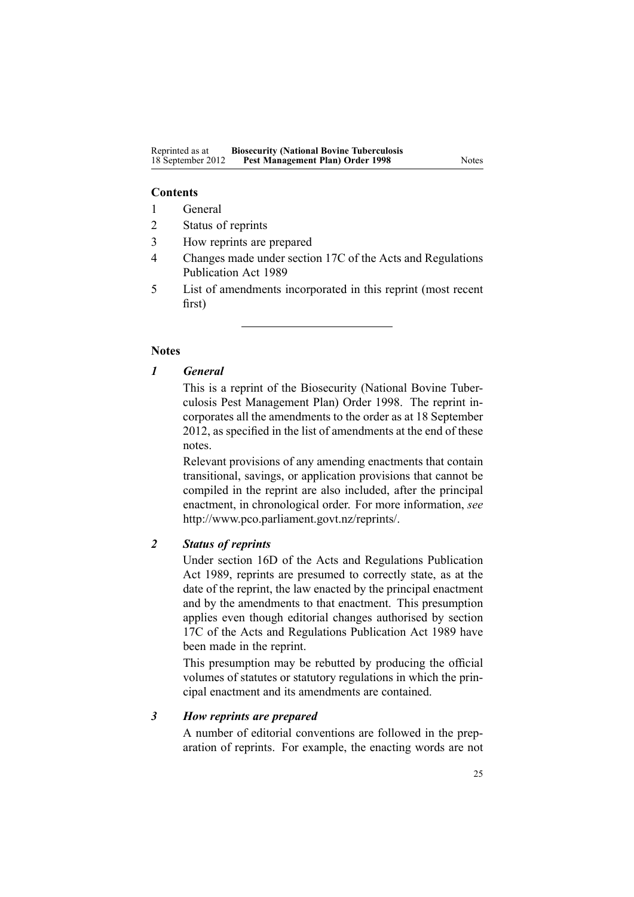**Contents**

1 General

2 Status of reprints

3 How reprints are prepared

4 Changes made under section 17C of the Acts and Regulations Publication Act 1989

5 List of amendments incorporated in this reprint (most recent first)

---

**Notes**

***1 General***

This is a reprint of the Biosecurity (National Bovine Tuberculosis Pest Management Plan) Order 1998. The reprint incorporates all the amendments to the order as at 18 September 2012, as specified in the list of amendments at the end of these notes.

Relevant provisions of any amending enactments that contain transitional, savings, or application provisions that cannot be compiled in the reprint are also included, after the principal enactment, in chronological order. For more information, *see* http://www.pco.parliament.govt.nz/reprints/.

***2 Status of reprints***

Under section 16D of the Acts and Regulations Publication Act 1989, reprints are presumed to correctly state, as at the date of the reprint, the law enacted by the principal enactment and by the amendments to that enactment. This presumption applies even though editorial changes authorised by section 17C of the Acts and Regulations Publication Act 1989 have been made in the reprint.

This presumption may be rebutted by producing the official volumes of statutes or statutory regulations in which the principal enactment and its amendments are contained.

***3 How reprints are prepared***

A number of editorial conventions are followed in the preparation of reprints. For example, the enacting words are not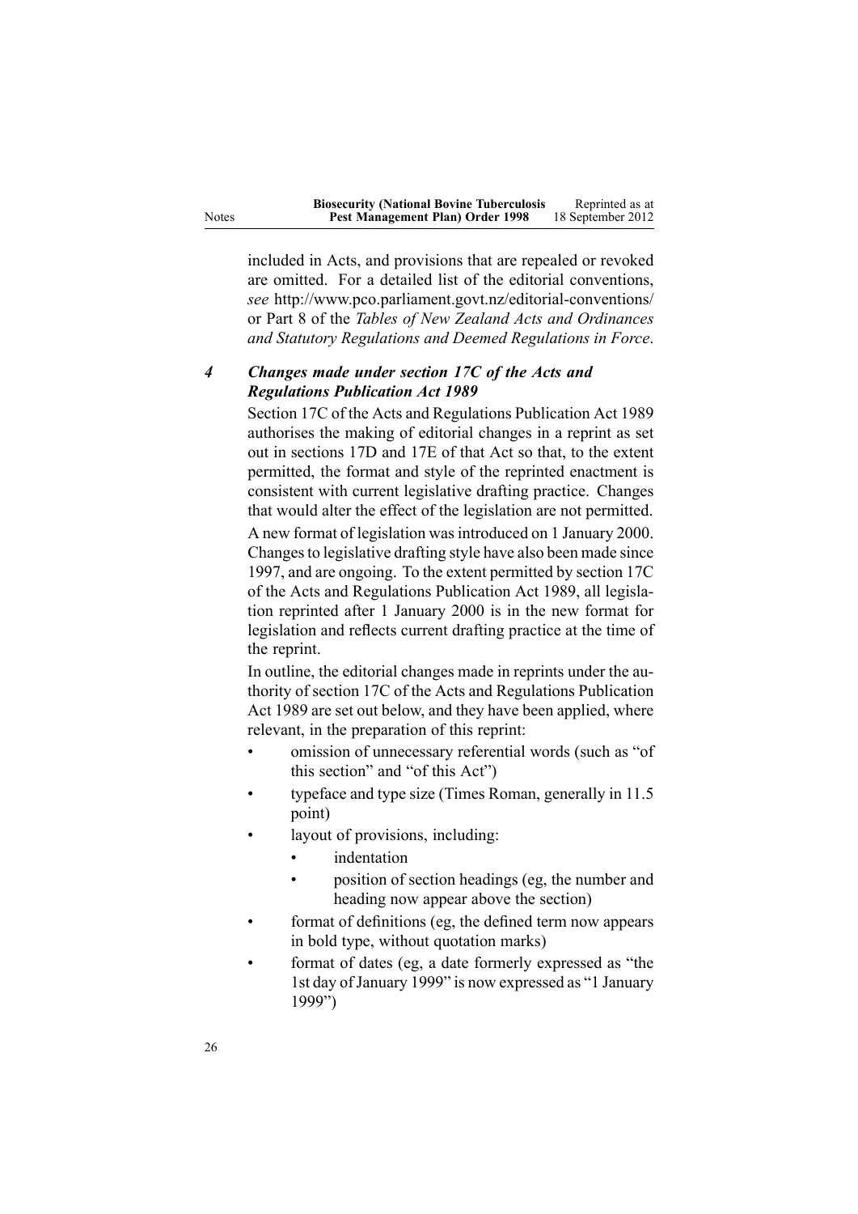included in Acts, and provisions that are repealed or revoked are omitted. For a detailed list of the editorial conventions, *see* http://www.pco.parliament.govt.nz/editorial-conventions/ or Part 8 of the *Tables of New Zealand Acts and Ordinances and Statutory Regulations and Deemed Regulations in Force*.

### *4 Changes made under section 17C of the Acts and Regulations Publication Act 1989*

Section 17C of the Acts and Regulations Publication Act 1989 authorises the making of editorial changes in a reprint as set out in sections 17D and 17E of that Act so that, to the extent permitted, the format and style of the reprinted enactment is consistent with current legislative drafting practice. Changes that would alter the effect of the legislation are not permitted.

A new format of legislation was introduced on 1 January 2000. Changes to legislative drafting style have also been made since 1997, and are ongoing. To the extent permitted by section 17C of the Acts and Regulations Publication Act 1989, all legislation reprinted after 1 January 2000 is in the new format for legislation and reflects current drafting practice at the time of the reprint.

In outline, the editorial changes made in reprints under the authority of section 17C of the Acts and Regulations Publication Act 1989 are set out below, and they have been applied, where relevant, in the preparation of this reprint:

- omission of unnecessary referential words (such as "of this section" and "of this Act")
- typeface and type size (Times Roman, generally in 11.5 point)
- layout of provisions, including:
  - indentation
  - position of section headings (eg, the number and heading now appear above the section)
- format of definitions (eg, the defined term now appears in bold type, without quotation marks)
- format of dates (eg, a date formerly expressed as "the 1st day of January 1999" is now expressed as "1 January 1999")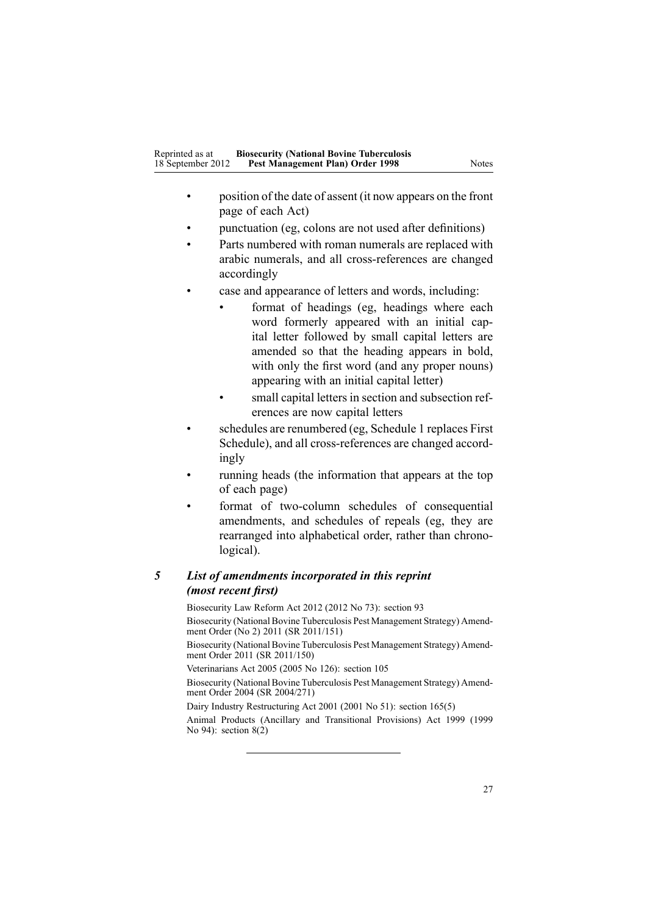- position of the date of assent (it now appears on the front page of each Act)
- punctuation (eg, colons are not used after definitions)
- Parts numbered with roman numerals are replaced with arabic numerals, and all cross-references are changed accordingly
- case and appearance of letters and words, including:
  - format of headings (eg, headings where each word formerly appeared with an initial capital letter followed by small capital letters are amended so that the heading appears in bold, with only the first word (and any proper nouns) appearing with an initial capital letter)
  - small capital letters in section and subsection references are now capital letters
- schedules are renumbered (eg, Schedule 1 replaces First Schedule), and all cross-references are changed accordingly
- running heads (the information that appears at the top of each page)
- format of two-column schedules of consequential amendments, and schedules of repeals (eg, they are rearranged into alphabetical order, rather than chronological).

### *5 List of amendments incorporated in this reprint (most recent first)*

Biosecurity Law Reform Act 2012 (2012 No 73): section 93

Biosecurity (National Bovine Tuberculosis Pest Management Strategy) Amendment Order (No 2) 2011 (SR 2011/151)

Biosecurity (National Bovine Tuberculosis Pest Management Strategy) Amendment Order 2011 (SR 2011/150)

Veterinarians Act 2005 (2005 No 126): section 105

Biosecurity (National Bovine Tuberculosis Pest Management Strategy) Amendment Order 2004 (SR 2004/271)

Dairy Industry Restructuring Act 2001 (2001 No 51): section 165(5)

Animal Products (Ancillary and Transitional Provisions) Act 1999 (1999 No 94): section 8(2)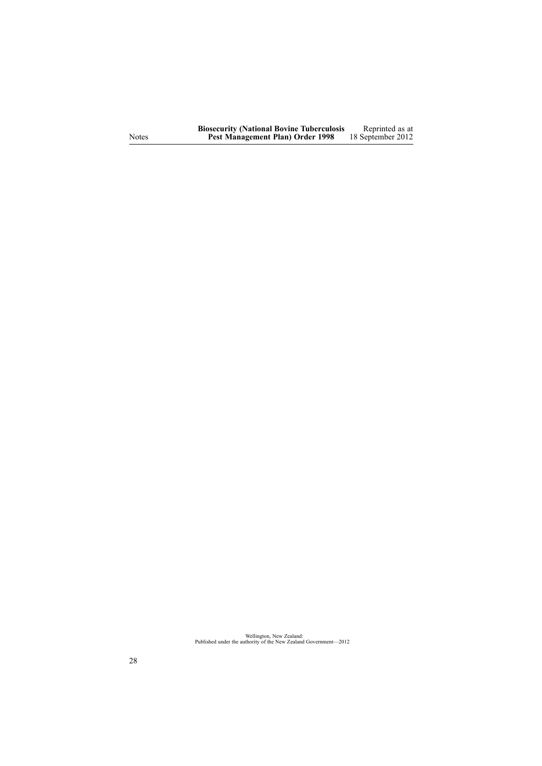Wellington, New Zealand:
Published under the authority of the New Zealand Government—2012